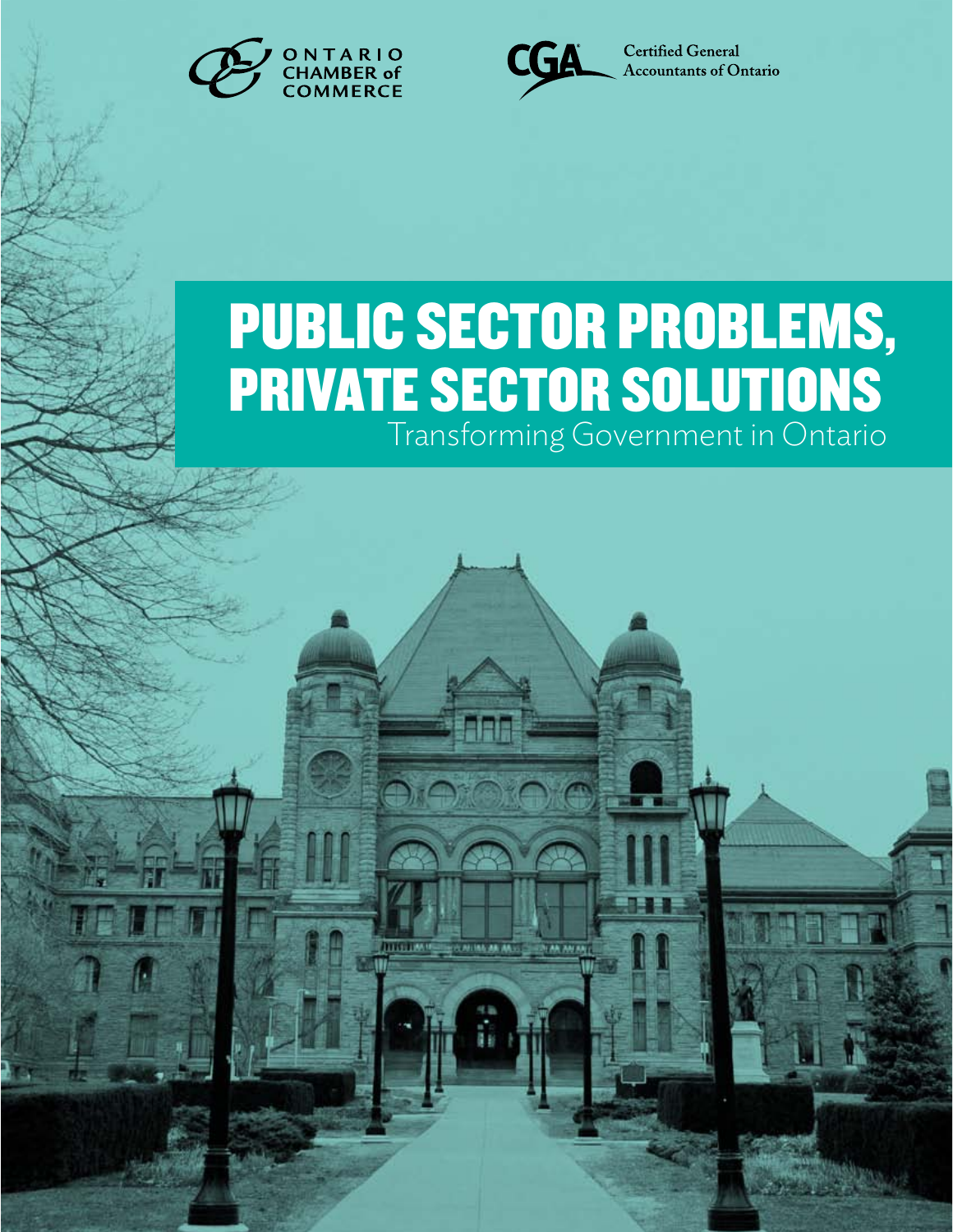ONTARIO CHAMBER of COMMERCE

CGA Certified General Accountants of Ontario

# PUBLIC SECTOR PROBLEMS, PRIVATE SECTOR SOLUTIONS

Transforming Government in Ontario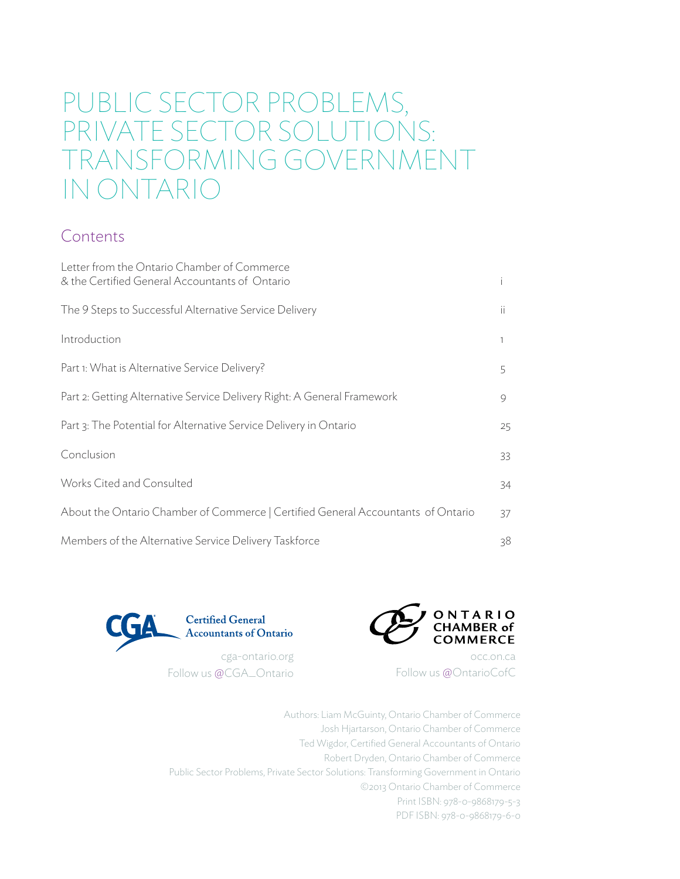# PUBLIC SECTOR PROBLEMS, PRIVATE SECTOR SOLUTIONS: TRANSFORMING GOVERNMENT IN ONTARIO

## Contents

| | |
|---|---|
| Letter from the Ontario Chamber of Commerce & the Certified General Accountants of Ontario | i |
| The 9 Steps to Successful Alternative Service Delivery | ii |
| Introduction | 1 |
| Part 1: What is Alternative Service Delivery? | 5 |
| Part 2: Getting Alternative Service Delivery Right: A General Framework | 9 |
| Part 3: The Potential for Alternative Service Delivery in Ontario | 25 |
| Conclusion | 33 |
| Works Cited and Consulted | 34 |
| About the Ontario Chamber of Commerce \| Certified General Accountants of Ontario | 37 |
| Members of the Alternative Service Delivery Taskforce | 38 |

CGA Certified General Accountants of Ontario

cga-ontario.org

Follow us @CGA_Ontario

ONTARIO CHAMBER of COMMERCE

occ.on.ca

Follow us @OntarioCofC

Authors: Liam McGuinty, Ontario Chamber of Commerce
Josh Hjartarson, Ontario Chamber of Commerce
Ted Wigdor, Certified General Accountants of Ontario
Robert Dryden, Ontario Chamber of Commerce
Public Sector Problems, Private Sector Solutions: Transforming Government in Ontario
©2013 Ontario Chamber of Commerce
Print ISBN: 978-0-9868179-5-3
PDF ISBN: 978-0-9868179-6-0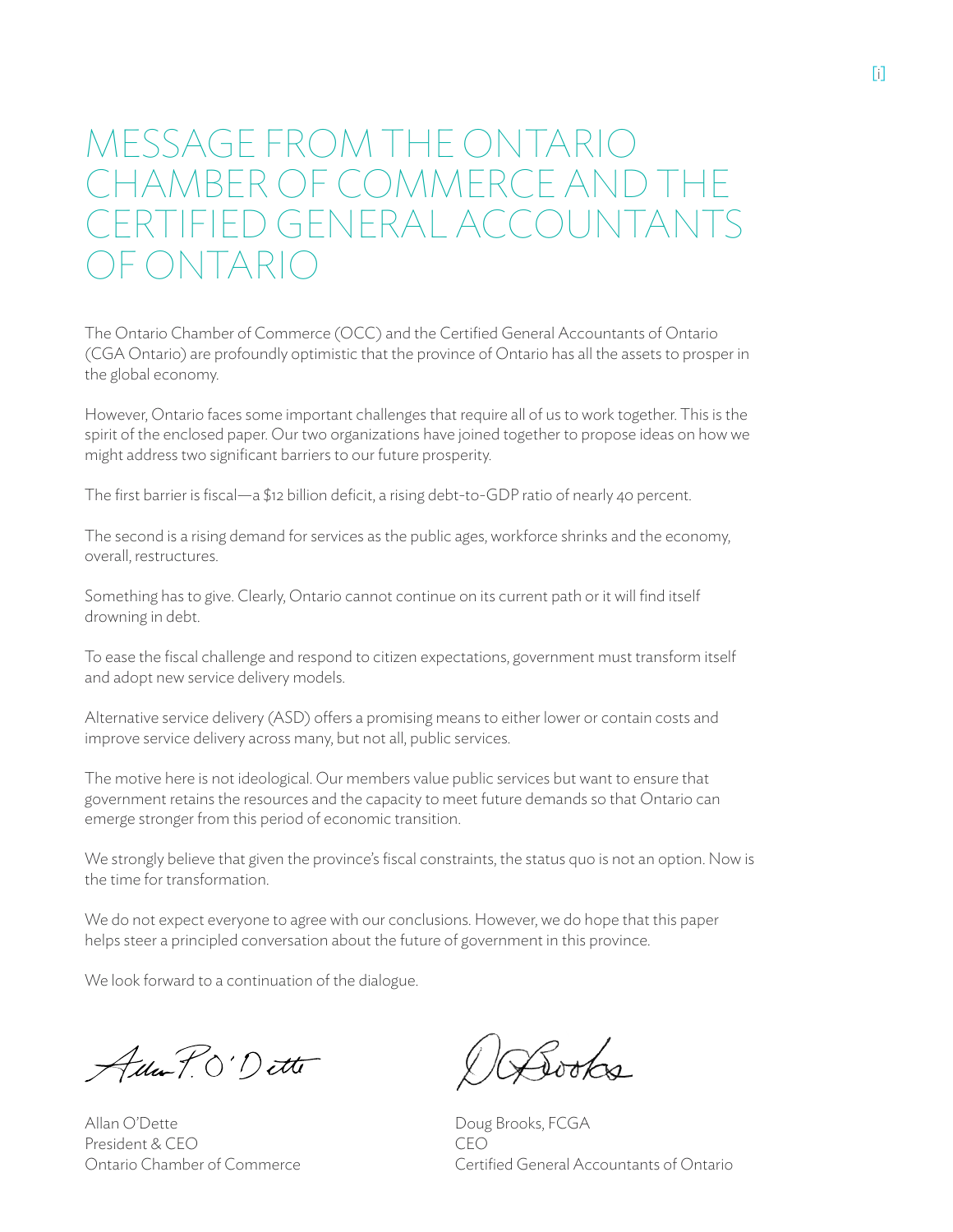# MESSAGE FROM THE ONTARIO CHAMBER OF COMMERCE AND THE CERTIFIED GENERAL ACCOUNTANTS OF ONTARIO

The Ontario Chamber of Commerce (OCC) and the Certified General Accountants of Ontario (CGA Ontario) are profoundly optimistic that the province of Ontario has all the assets to prosper in the global economy.

However, Ontario faces some important challenges that require all of us to work together. This is the spirit of the enclosed paper. Our two organizations have joined together to propose ideas on how we might address two significant barriers to our future prosperity.

The first barrier is fiscal—a $12 billion deficit, a rising debt-to-GDP ratio of nearly 40 percent.

The second is a rising demand for services as the public ages, workforce shrinks and the economy, overall, restructures.

Something has to give. Clearly, Ontario cannot continue on its current path or it will find itself drowning in debt.

To ease the fiscal challenge and respond to citizen expectations, government must transform itself and adopt new service delivery models.

Alternative service delivery (ASD) offers a promising means to either lower or contain costs and improve service delivery across many, but not all, public services.

The motive here is not ideological. Our members value public services but want to ensure that government retains the resources and the capacity to meet future demands so that Ontario can emerge stronger from this period of economic transition.

We strongly believe that given the province's fiscal constraints, the status quo is not an option. Now is the time for transformation.

We do not expect everyone to agree with our conclusions. However, we do hope that this paper helps steer a principled conversation about the future of government in this province.

We look forward to a continuation of the dialogue.

Allan O'Dette
President & CEO
Ontario Chamber of Commerce

Doug Brooks, FCGA
CEO
Certified General Accountants of Ontario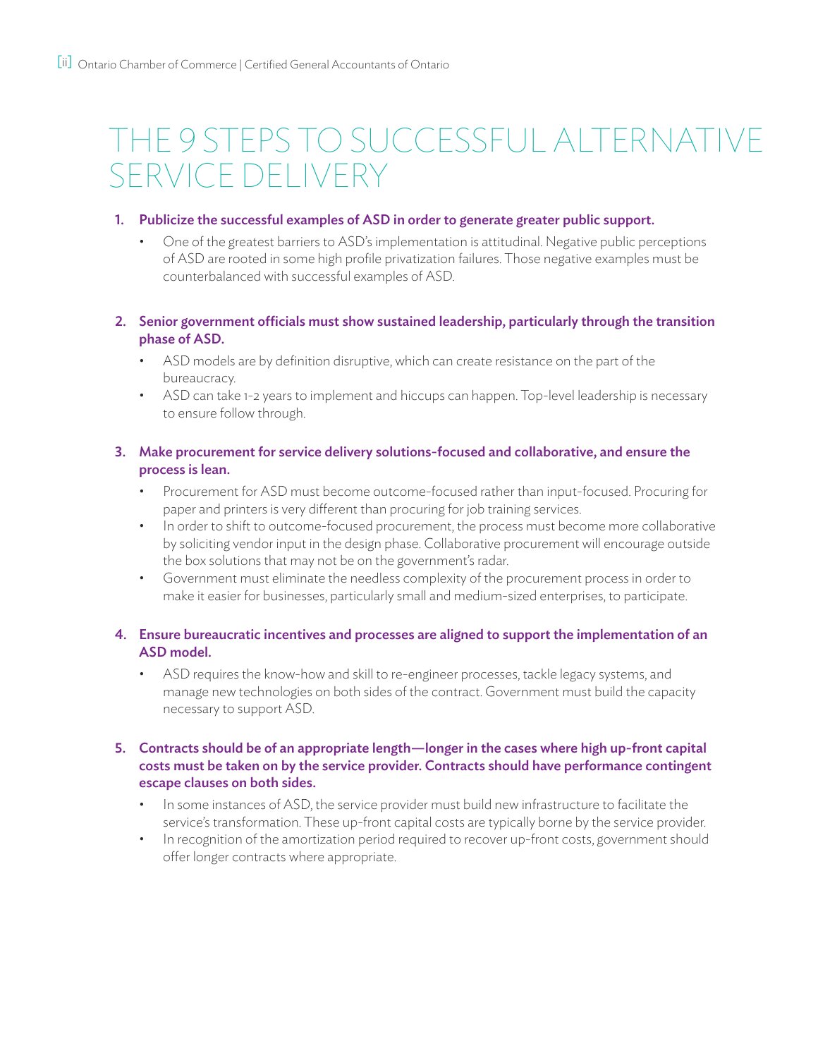# THE 9 STEPS TO SUCCESSFUL ALTERNATIVE SERVICE DELIVERY

1. **Publicize the successful examples of ASD in order to generate greater public support.**
   - One of the greatest barriers to ASD's implementation is attitudinal. Negative public perceptions of ASD are rooted in some high profile privatization failures. Those negative examples must be counterbalanced with successful examples of ASD.

2. **Senior government officials must show sustained leadership, particularly through the transition phase of ASD.**
   - ASD models are by definition disruptive, which can create resistance on the part of the bureaucracy.
   - ASD can take 1-2 years to implement and hiccups can happen. Top-level leadership is necessary to ensure follow through.

3. **Make procurement for service delivery solutions-focused and collaborative, and ensure the process is lean.**
   - Procurement for ASD must become outcome-focused rather than input-focused. Procuring for paper and printers is very different than procuring for job training services.
   - In order to shift to outcome-focused procurement, the process must become more collaborative by soliciting vendor input in the design phase. Collaborative procurement will encourage outside the box solutions that may not be on the government's radar.
   - Government must eliminate the needless complexity of the procurement process in order to make it easier for businesses, particularly small and medium-sized enterprises, to participate.

4. **Ensure bureaucratic incentives and processes are aligned to support the implementation of an ASD model.**
   - ASD requires the know-how and skill to re-engineer processes, tackle legacy systems, and manage new technologies on both sides of the contract. Government must build the capacity necessary to support ASD.

5. **Contracts should be of an appropriate length—longer in the cases where high up-front capital costs must be taken on by the service provider. Contracts should have performance contingent escape clauses on both sides.**
   - In some instances of ASD, the service provider must build new infrastructure to facilitate the service's transformation. These up-front capital costs are typically borne by the service provider.
   - In recognition of the amortization period required to recover up-front costs, government should offer longer contracts where appropriate.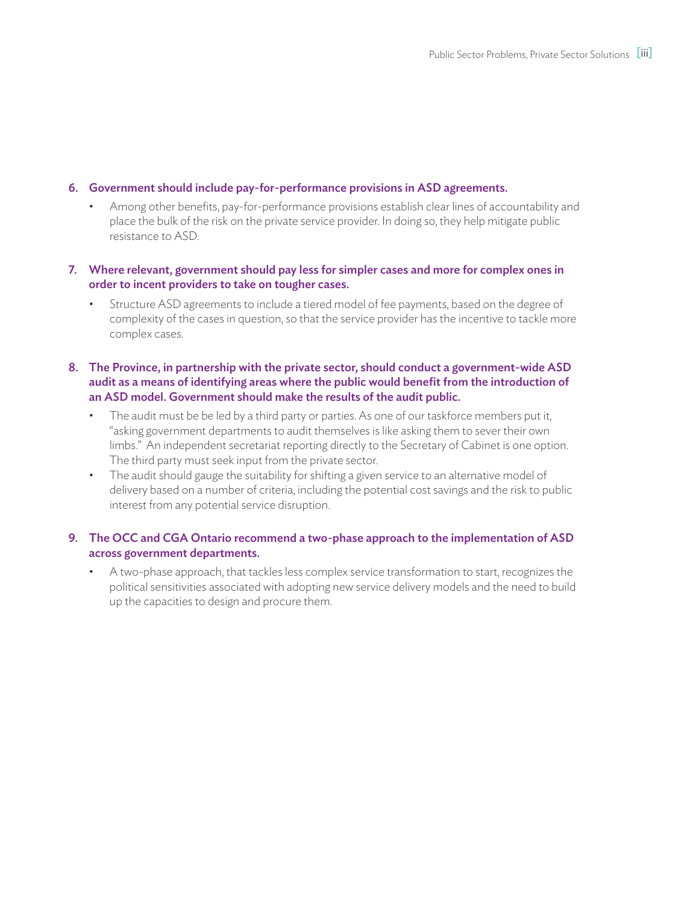6. **Government should include pay-for-performance provisions in ASD agreements.**
   - Among other benefits, pay-for-performance provisions establish clear lines of accountability and place the bulk of the risk on the private service provider. In doing so, they help mitigate public resistance to ASD.

7. **Where relevant, government should pay less for simpler cases and more for complex ones in order to incent providers to take on tougher cases.**
   - Structure ASD agreements to include a tiered model of fee payments, based on the degree of complexity of the cases in question, so that the service provider has the incentive to tackle more complex cases.

8. **The Province, in partnership with the private sector, should conduct a government-wide ASD audit as a means of identifying areas where the public would benefit from the introduction of an ASD model. Government should make the results of the audit public.**
   - The audit must be be led by a third party or parties. As one of our taskforce members put it, "asking government departments to audit themselves is like asking them to sever their own limbs." An independent secretariat reporting directly to the Secretary of Cabinet is one option. The third party must seek input from the private sector.
   - The audit should gauge the suitability for shifting a given service to an alternative model of delivery based on a number of criteria, including the potential cost savings and the risk to public interest from any potential service disruption.

9. **The OCC and CGA Ontario recommend a two-phase approach to the implementation of ASD across government departments.**
   - A two-phase approach, that tackles less complex service transformation to start, recognizes the political sensitivities associated with adopting new service delivery models and the need to build up the capacities to design and procure them.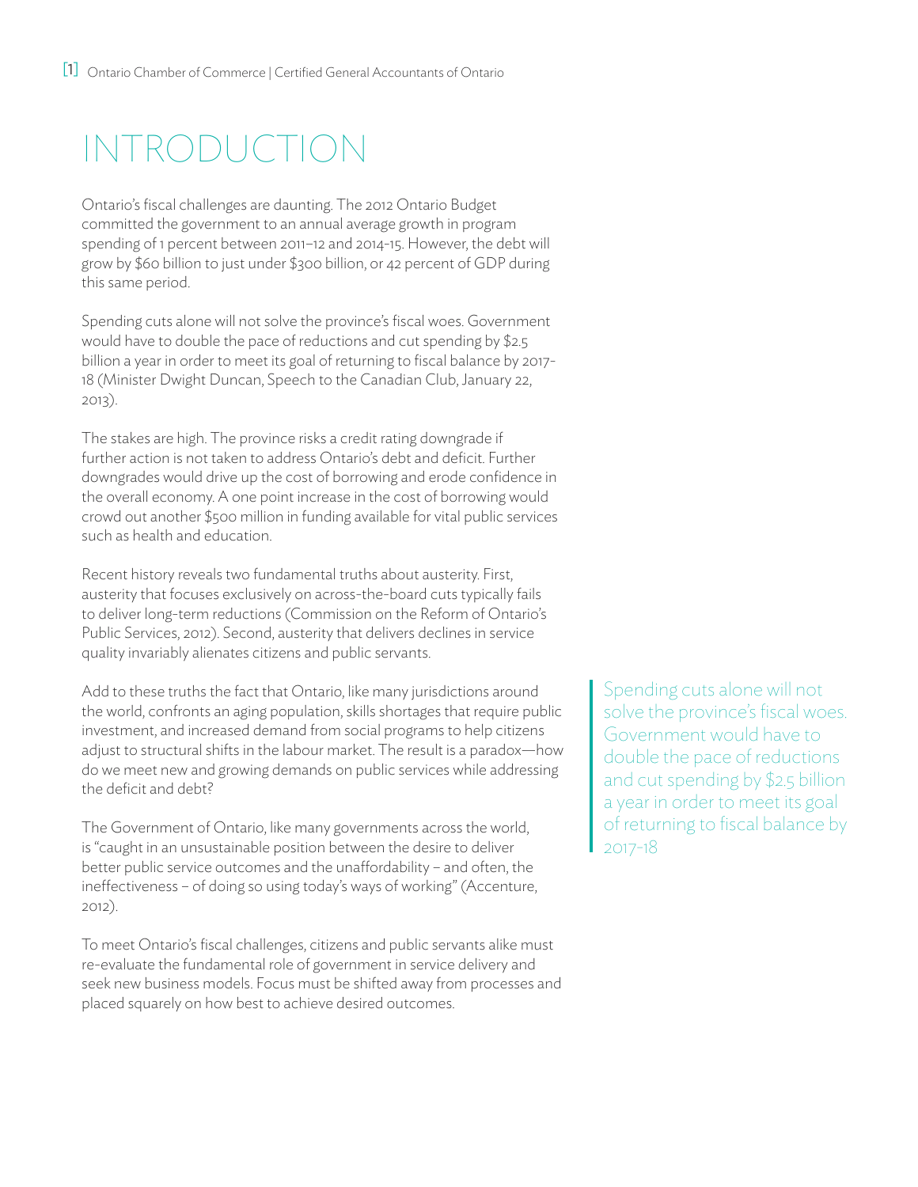# INTRODUCTION

Ontario's fiscal challenges are daunting. The 2012 Ontario Budget committed the government to an annual average growth in program spending of 1 percent between 2011–12 and 2014-15. However, the debt will grow by $60 billion to just under $300 billion, or 42 percent of GDP during this same period.

Spending cuts alone will not solve the province's fiscal woes. Government would have to double the pace of reductions and cut spending by $2.5 billion a year in order to meet its goal of returning to fiscal balance by 2017-18 (Minister Dwight Duncan, Speech to the Canadian Club, January 22, 2013).

The stakes are high. The province risks a credit rating downgrade if further action is not taken to address Ontario's debt and deficit. Further downgrades would drive up the cost of borrowing and erode confidence in the overall economy. A one point increase in the cost of borrowing would crowd out another $500 million in funding available for vital public services such as health and education.

Recent history reveals two fundamental truths about austerity. First, austerity that focuses exclusively on across-the-board cuts typically fails to deliver long-term reductions (Commission on the Reform of Ontario's Public Services, 2012). Second, austerity that delivers declines in service quality invariably alienates citizens and public servants.

Add to these truths the fact that Ontario, like many jurisdictions around the world, confronts an aging population, skills shortages that require public investment, and increased demand from social programs to help citizens adjust to structural shifts in the labour market. The result is a paradox—how do we meet new and growing demands on public services while addressing the deficit and debt?

The Government of Ontario, like many governments across the world, is "caught in an unsustainable position between the desire to deliver better public service outcomes and the unaffordability – and often, the ineffectiveness – of doing so using today's ways of working" (Accenture, 2012).

To meet Ontario's fiscal challenges, citizens and public servants alike must re-evaluate the fundamental role of government in service delivery and seek new business models. Focus must be shifted away from processes and placed squarely on how best to achieve desired outcomes.

> Spending cuts alone will not solve the province's fiscal woes. Government would have to double the pace of reductions and cut spending by $2.5 billion a year in order to meet its goal of returning to fiscal balance by 2017-18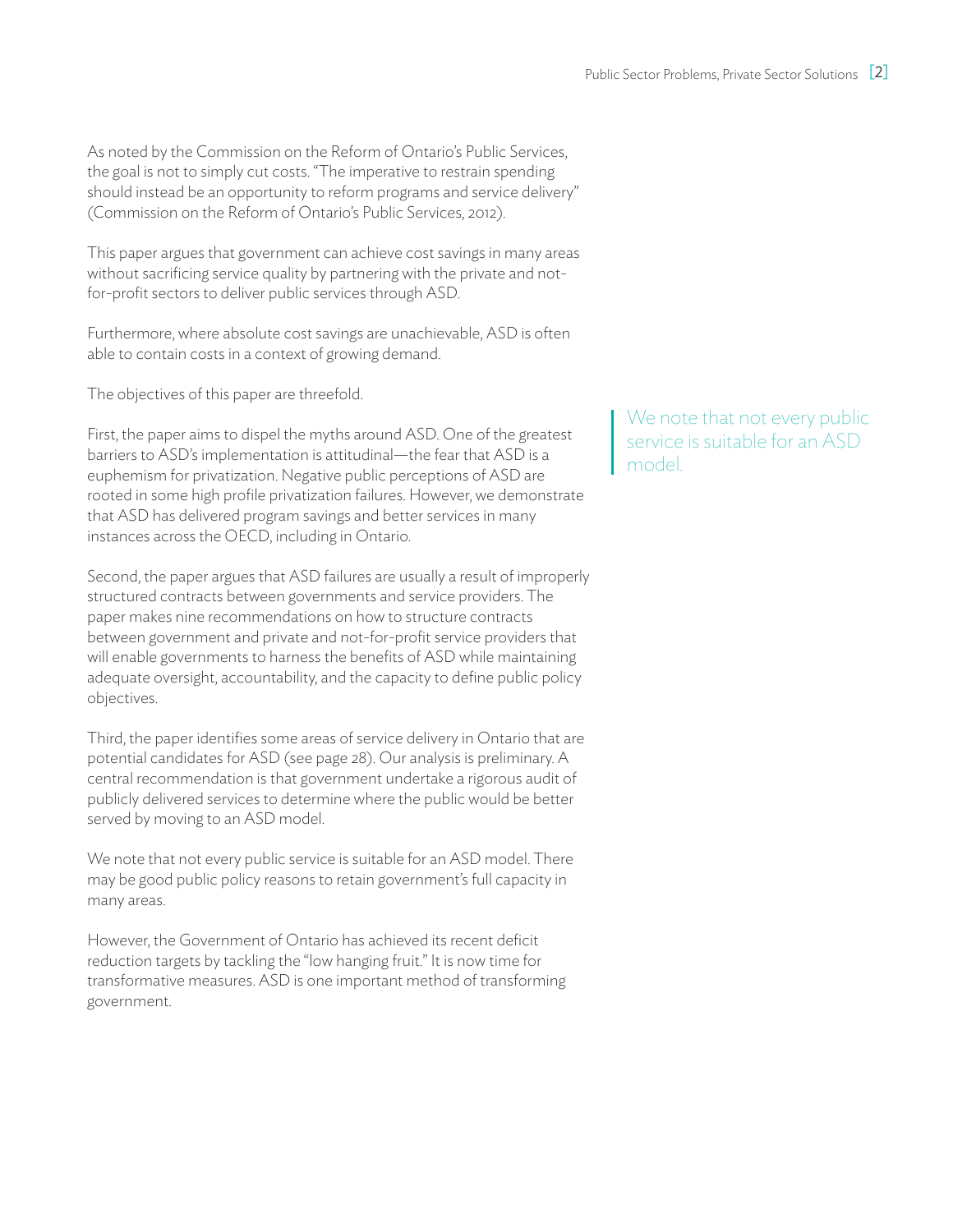As noted by the Commission on the Reform of Ontario's Public Services, the goal is not to simply cut costs. "The imperative to restrain spending should instead be an opportunity to reform programs and service delivery" (Commission on the Reform of Ontario's Public Services, 2012).

This paper argues that government can achieve cost savings in many areas without sacrificing service quality by partnering with the private and not-for-profit sectors to deliver public services through ASD.

Furthermore, where absolute cost savings are unachievable, ASD is often able to contain costs in a context of growing demand.

The objectives of this paper are threefold.

First, the paper aims to dispel the myths around ASD. One of the greatest barriers to ASD's implementation is attitudinal—the fear that ASD is a euphemism for privatization. Negative public perceptions of ASD are rooted in some high profile privatization failures. However, we demonstrate that ASD has delivered program savings and better services in many instances across the OECD, including in Ontario.

> We note that not every public service is suitable for an ASD model.

Second, the paper argues that ASD failures are usually a result of improperly structured contracts between governments and service providers. The paper makes nine recommendations on how to structure contracts between government and private and not-for-profit service providers that will enable governments to harness the benefits of ASD while maintaining adequate oversight, accountability, and the capacity to define public policy objectives.

Third, the paper identifies some areas of service delivery in Ontario that are potential candidates for ASD (see page 28). Our analysis is preliminary. A central recommendation is that government undertake a rigorous audit of publicly delivered services to determine where the public would be better served by moving to an ASD model.

We note that not every public service is suitable for an ASD model. There may be good public policy reasons to retain government's full capacity in many areas.

However, the Government of Ontario has achieved its recent deficit reduction targets by tackling the "low hanging fruit." It is now time for transformative measures. ASD is one important method of transforming government.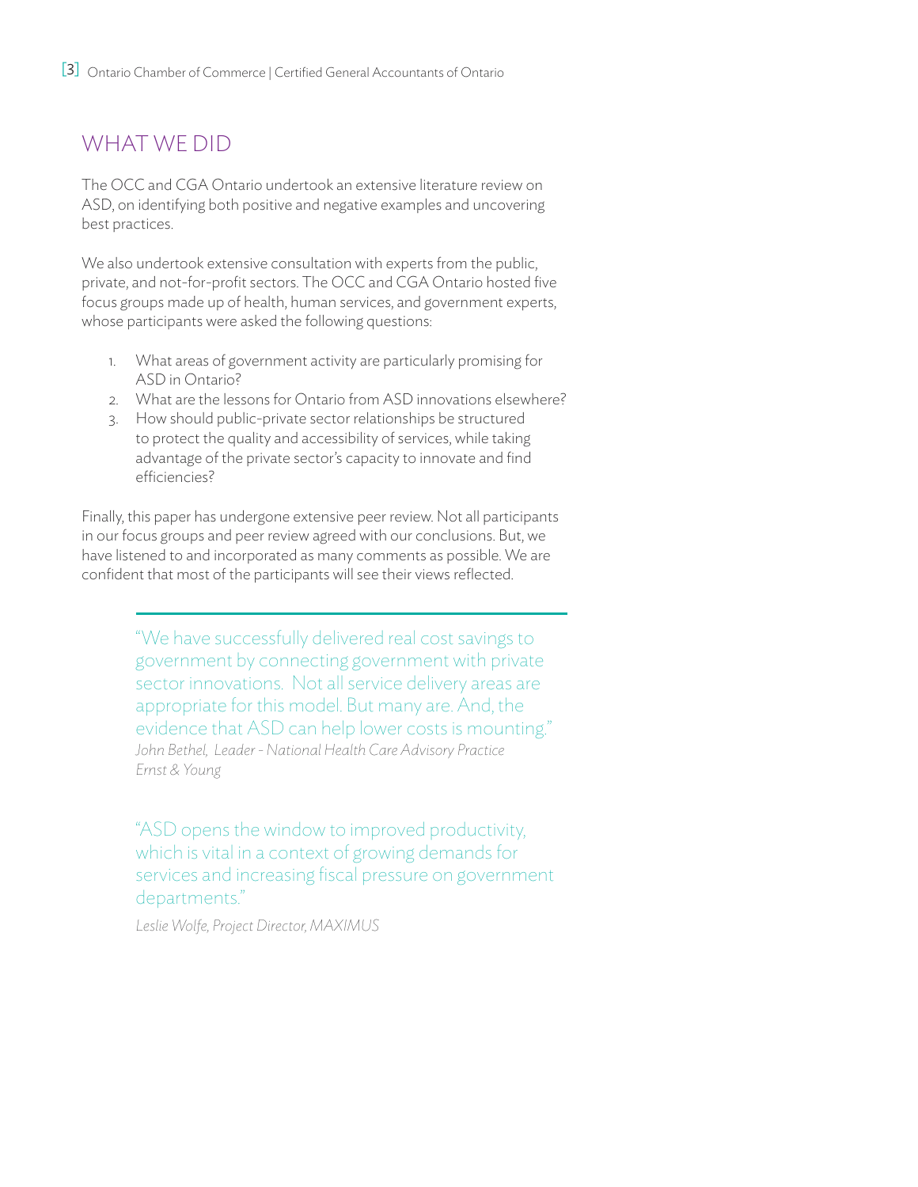## WHAT WE DID

The OCC and CGA Ontario undertook an extensive literature review on ASD, on identifying both positive and negative examples and uncovering best practices.

We also undertook extensive consultation with experts from the public, private, and not-for-profit sectors. The OCC and CGA Ontario hosted five focus groups made up of health, human services, and government experts, whose participants were asked the following questions:

1. What areas of government activity are particularly promising for ASD in Ontario?
2. What are the lessons for Ontario from ASD innovations elsewhere?
3. How should public-private sector relationships be structured to protect the quality and accessibility of services, while taking advantage of the private sector's capacity to innovate and find efficiencies?

Finally, this paper has undergone extensive peer review. Not all participants in our focus groups and peer review agreed with our conclusions. But, we have listened to and incorporated as many comments as possible. We are confident that most of the participants will see their views reflected.

> "We have successfully delivered real cost savings to government by connecting government with private sector innovations. Not all service delivery areas are appropriate for this model. But many are. And, the evidence that ASD can help lower costs is mounting."
> *John Bethel, Leader - National Health Care Advisory Practice Ernst & Young*

> "ASD opens the window to improved productivity, which is vital in a context of growing demands for services and increasing fiscal pressure on government departments."
> *Leslie Wolfe, Project Director, MAXIMUS*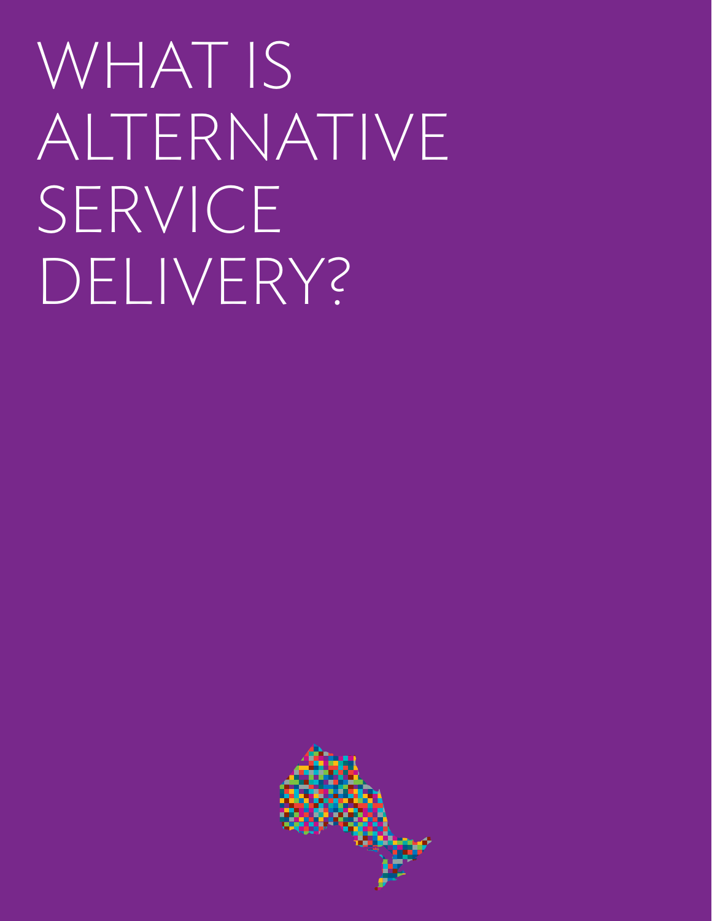# WHAT IS ALTERNATIVE SERVICE DELIVERY?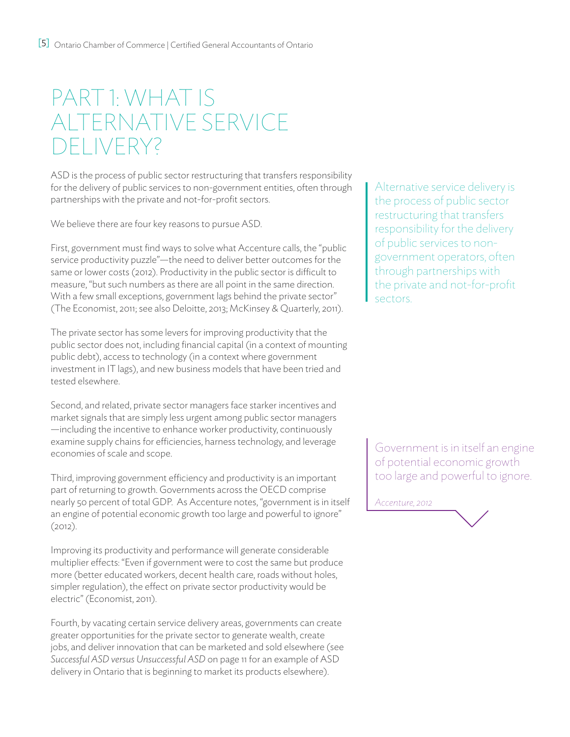# PART 1: WHAT IS ALTERNATIVE SERVICE DELIVERY?

ASD is the process of public sector restructuring that transfers responsibility for the delivery of public services to non-government entities, often through partnerships with the private and not-for-profit sectors.

We believe there are four key reasons to pursue ASD.

First, government must find ways to solve what Accenture calls, the "public service productivity puzzle"—the need to deliver better outcomes for the same or lower costs (2012). Productivity in the public sector is difficult to measure, "but such numbers as there are all point in the same direction. With a few small exceptions, government lags behind the private sector" (The Economist, 2011; see also Deloitte, 2013; McKinsey & Quarterly, 2011).

The private sector has some levers for improving productivity that the public sector does not, including financial capital (in a context of mounting public debt), access to technology (in a context where government investment in IT lags), and new business models that have been tried and tested elsewhere.

Second, and related, private sector managers face starker incentives and market signals that are simply less urgent among public sector managers—including the incentive to enhance worker productivity, continuously examine supply chains for efficiencies, harness technology, and leverage economies of scale and scope.

Third, improving government efficiency and productivity is an important part of returning to growth. Governments across the OECD comprise nearly 50 percent of total GDP. As Accenture notes, "government is in itself an engine of potential economic growth too large and powerful to ignore" (2012).

Improving its productivity and performance will generate considerable multiplier effects: "Even if government were to cost the same but produce more (better educated workers, decent health care, roads without holes, simpler regulation), the effect on private sector productivity would be electric" (Economist, 2011).

Fourth, by vacating certain service delivery areas, governments can create greater opportunities for the private sector to generate wealth, create jobs, and deliver innovation that can be marketed and sold elsewhere (see *Successful ASD versus Unsuccessful ASD* on page 11 for an example of ASD delivery in Ontario that is beginning to market its products elsewhere).

> Alternative service delivery is the process of public sector restructuring that transfers responsibility for the delivery of public services to non-government operators, often through partnerships with the private and not-for-profit sectors.

> Government is in itself an engine of potential economic growth too large and powerful to ignore.
>
> *Accenture, 2012*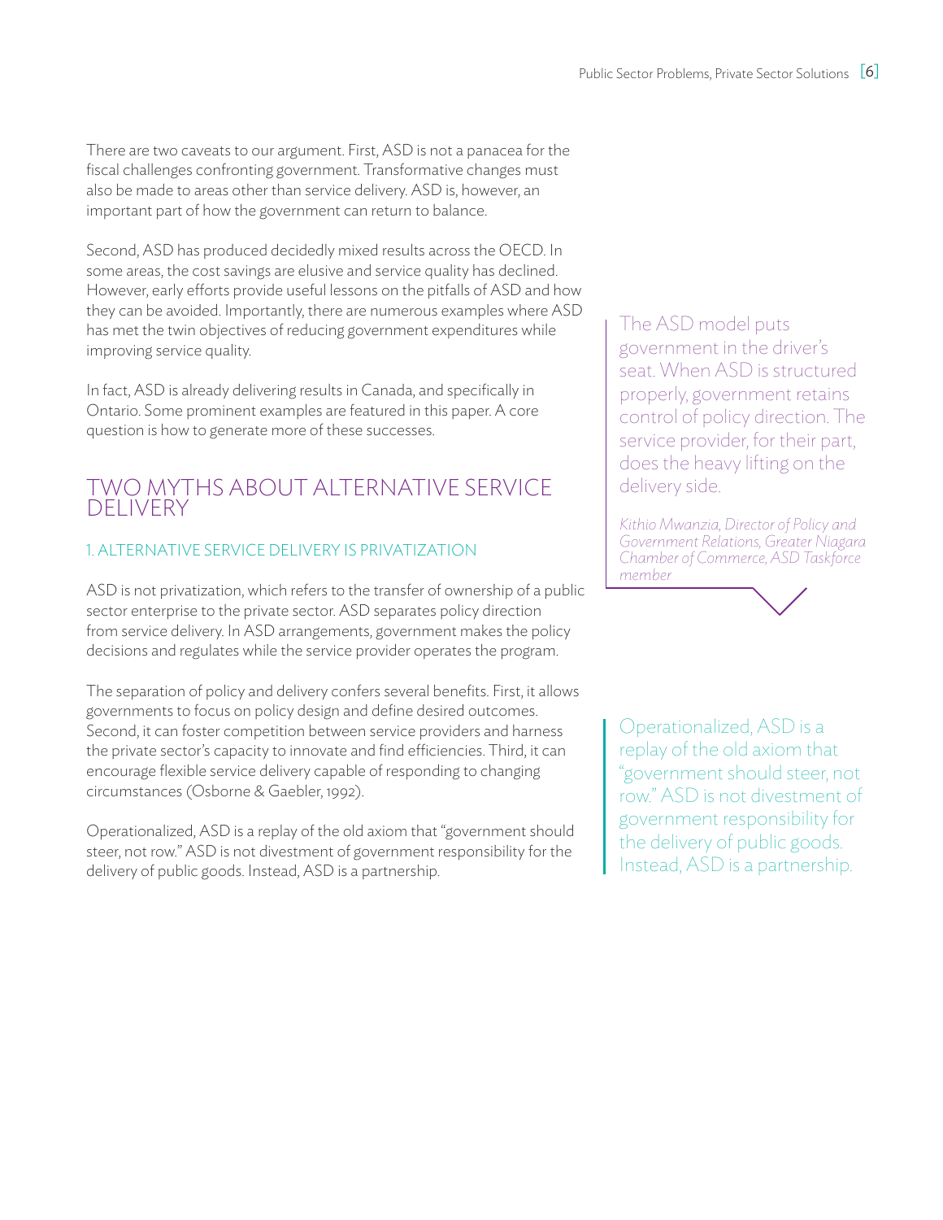There are two caveats to our argument. First, ASD is not a panacea for the fiscal challenges confronting government. Transformative changes must also be made to areas other than service delivery. ASD is, however, an important part of how the government can return to balance.

Second, ASD has produced decidedly mixed results across the OECD. In some areas, the cost savings are elusive and service quality has declined. However, early efforts provide useful lessons on the pitfalls of ASD and how they can be avoided. Importantly, there are numerous examples where ASD has met the twin objectives of reducing government expenditures while improving service quality.

In fact, ASD is already delivering results in Canada, and specifically in Ontario. Some prominent examples are featured in this paper. A core question is how to generate more of these successes.

> The ASD model puts government in the driver's seat. When ASD is structured properly, government retains control of policy direction. The service provider, for their part, does the heavy lifting on the delivery side.
>
> *Kithio Mwanzia, Director of Policy and Government Relations, Greater Niagara Chamber of Commerce, ASD Taskforce member*

## TWO MYTHS ABOUT ALTERNATIVE SERVICE DELIVERY

### 1. ALTERNATIVE SERVICE DELIVERY IS PRIVATIZATION

ASD is not privatization, which refers to the transfer of ownership of a public sector enterprise to the private sector. ASD separates policy direction from service delivery. In ASD arrangements, government makes the policy decisions and regulates while the service provider operates the program.

The separation of policy and delivery confers several benefits. First, it allows governments to focus on policy design and define desired outcomes. Second, it can foster competition between service providers and harness the private sector's capacity to innovate and find efficiencies. Third, it can encourage flexible service delivery capable of responding to changing circumstances (Osborne & Gaebler, 1992).

Operationalized, ASD is a replay of the old axiom that "government should steer, not row." ASD is not divestment of government responsibility for the delivery of public goods. Instead, ASD is a partnership.

> Operationalized, ASD is a replay of the old axiom that "government should steer, not row." ASD is not divestment of government responsibility for the delivery of public goods. Instead, ASD is a partnership.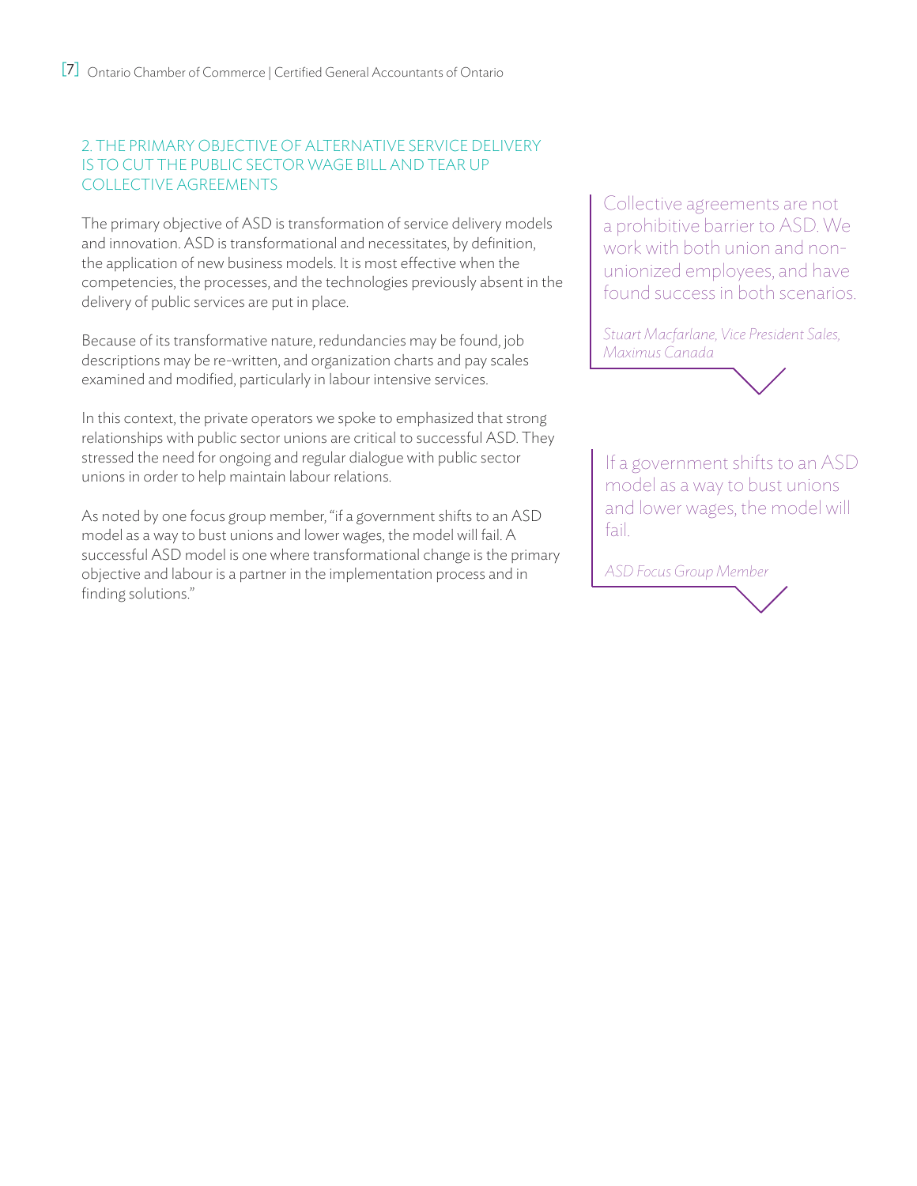## 2. THE PRIMARY OBJECTIVE OF ALTERNATIVE SERVICE DELIVERY IS TO CUT THE PUBLIC SECTOR WAGE BILL AND TEAR UP COLLECTIVE AGREEMENTS

The primary objective of ASD is transformation of service delivery models and innovation. ASD is transformational and necessitates, by definition, the application of new business models. It is most effective when the competencies, the processes, and the technologies previously absent in the delivery of public services are put in place.

Because of its transformative nature, redundancies may be found, job descriptions may be re-written, and organization charts and pay scales examined and modified, particularly in labour intensive services.

In this context, the private operators we spoke to emphasized that strong relationships with public sector unions are critical to successful ASD. They stressed the need for ongoing and regular dialogue with public sector unions in order to help maintain labour relations.

As noted by one focus group member, "if a government shifts to an ASD model as a way to bust unions and lower wages, the model will fail. A successful ASD model is one where transformational change is the primary objective and labour is a partner in the implementation process and in finding solutions."

> Collective agreements are not a prohibitive barrier to ASD. We work with both union and non-unionized employees, and have found success in both scenarios.
>
> *Stuart Macfarlane, Vice President Sales, Maximus Canada*

> If a government shifts to an ASD model as a way to bust unions and lower wages, the model will fail.
>
> *ASD Focus Group Member*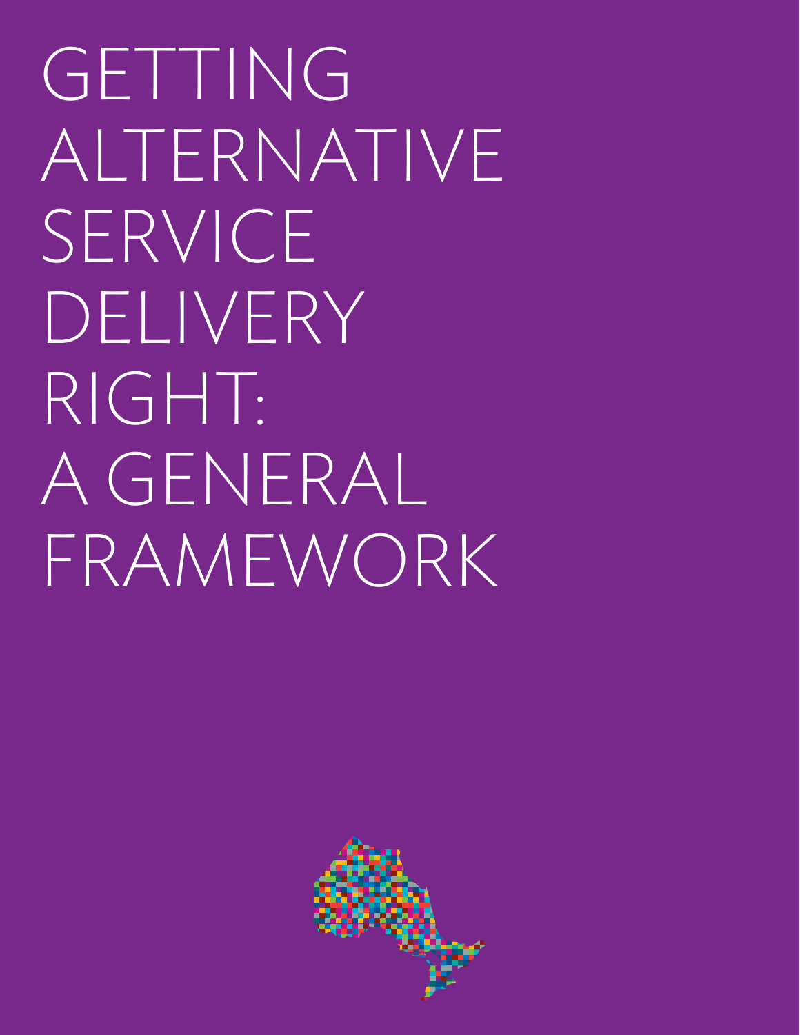# GETTING ALTERNATIVE SERVICE DELIVERY RIGHT: A GENERAL FRAMEWORK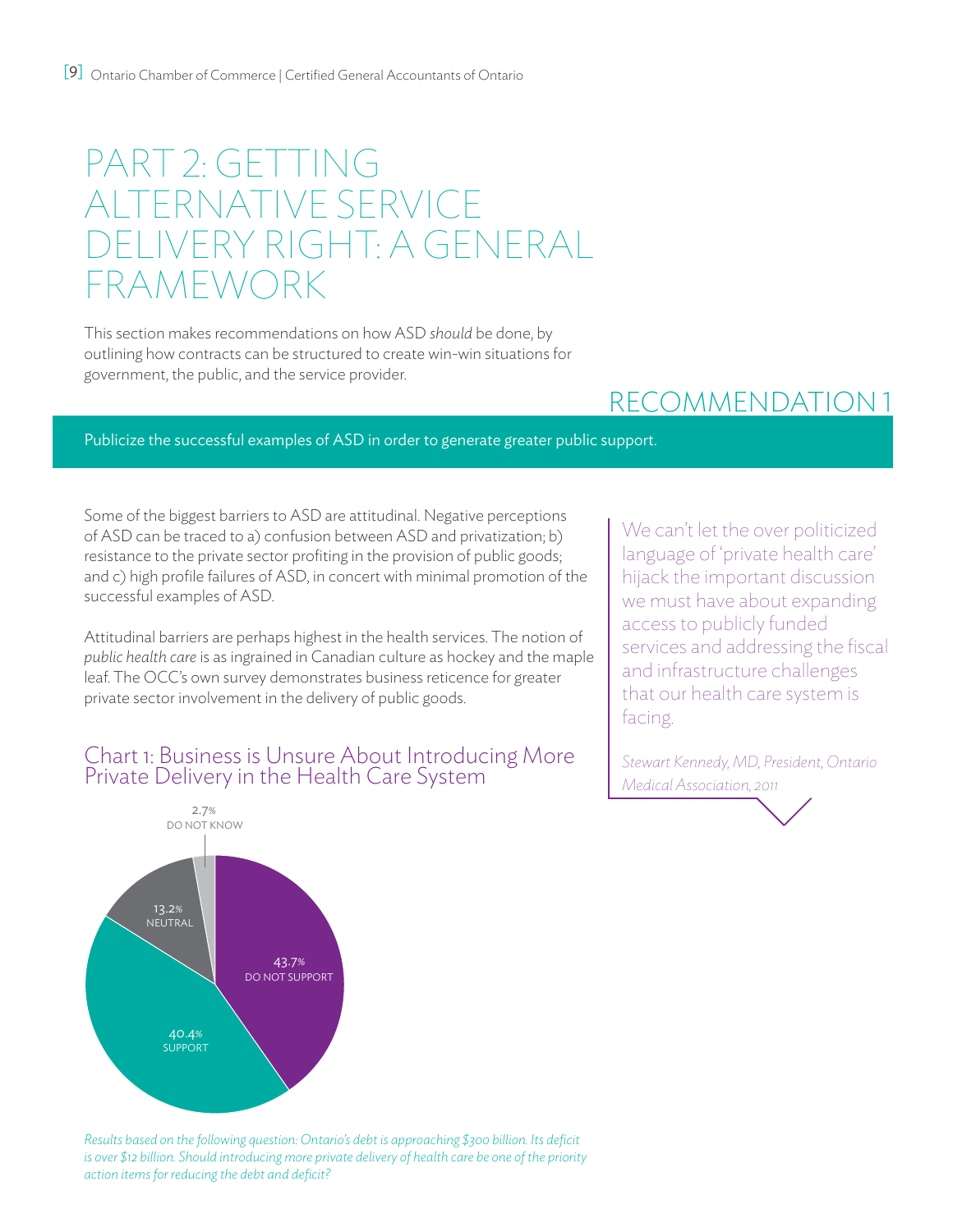# PART 2: GETTING ALTERNATIVE SERVICE DELIVERY RIGHT: A GENERAL FRAMEWORK

This section makes recommendations on how ASD *should* be done, by outlining how contracts can be structured to create win-win situations for government, the public, and the service provider.

## RECOMMENDATION 1

Publicize the successful examples of ASD in order to generate greater public support.

Some of the biggest barriers to ASD are attitudinal. Negative perceptions of ASD can be traced to a) confusion between ASD and privatization; b) resistance to the private sector profiting in the provision of public goods; and c) high profile failures of ASD, in concert with minimal promotion of the successful examples of ASD.

Attitudinal barriers are perhaps highest in the health services. The notion of *public health care* is as ingrained in Canadian culture as hockey and the maple leaf. The OCC's own survey demonstrates business reticence for greater private sector involvement in the delivery of public goods.

> We can't let the over politicized language of 'private health care' hijack the important discussion we must have about expanding access to publicly funded services and addressing the fiscal and infrastructure challenges that our health care system is facing.
>
> *Stewart Kennedy, MD, President, Ontario Medical Association, 2011*

### Chart 1: Business is Unsure About Introducing More Private Delivery in the Health Care System

| Response | Percentage |
|---|---|
| Do not support | 43.7% |
| Support | 40.4% |
| Neutral | 13.2% |
| Do not know | 2.7% |

*Results based on the following question: Ontario's debt is approaching $300 billion. Its deficit is over $12 billion. Should introducing more private delivery of health care be one of the priority action items for reducing the debt and deficit?*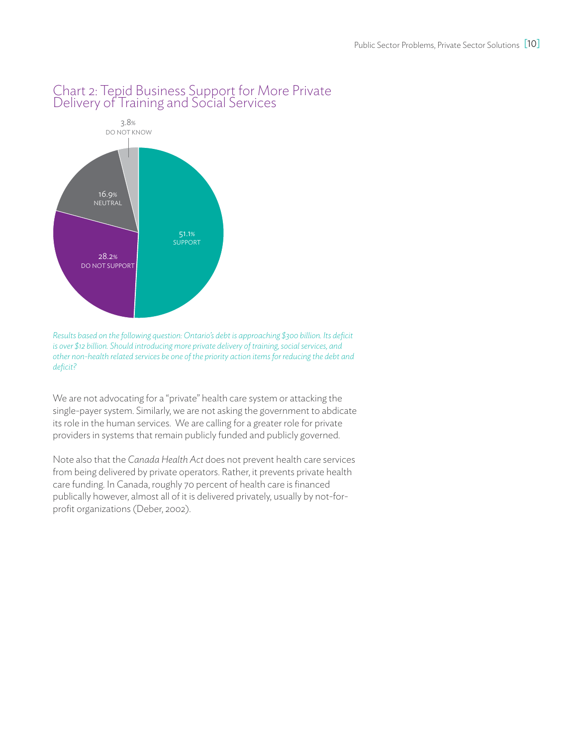## Chart 2: Tepid Business Support for More Private Delivery of Training and Social Services

3.8% DO NOT KNOW

16.9% NEUTRAL

51.1% SUPPORT

28.2% DO NOT SUPPORT

*Results based on the following question: Ontario's debt is approaching $300 billion. Its deficit is over $12 billion. Should introducing more private delivery of training, social services, and other non-health related services be one of the priority action items for reducing the debt and deficit?*

We are not advocating for a "private" health care system or attacking the single-payer system. Similarly, we are not asking the government to abdicate its role in the human services. We are calling for a greater role for private providers in systems that remain publicly funded and publicly governed.

Note also that the *Canada Health Act* does not prevent health care services from being delivered by private operators. Rather, it prevents private health care funding. In Canada, roughly 70 percent of health care is financed publically however, almost all of it is delivered privately, usually by not-for-profit organizations (Deber, 2002).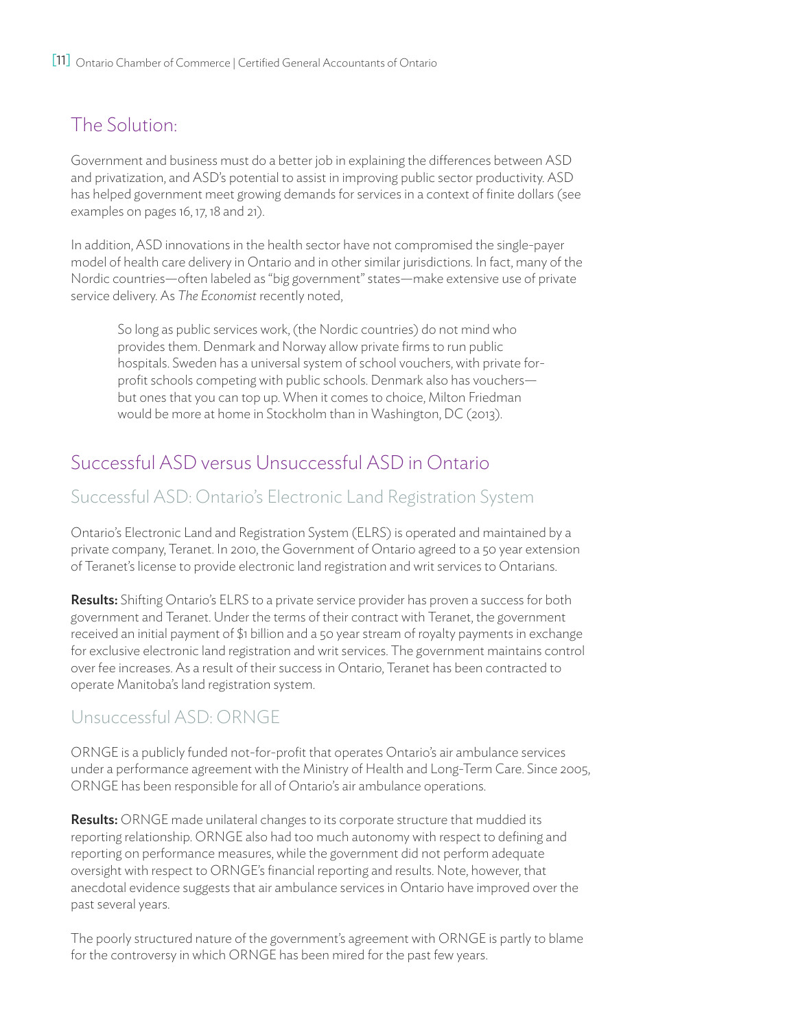## The Solution:

Government and business must do a better job in explaining the differences between ASD and privatization, and ASD's potential to assist in improving public sector productivity. ASD has helped government meet growing demands for services in a context of finite dollars (see examples on pages 16, 17, 18 and 21).

In addition, ASD innovations in the health sector have not compromised the single-payer model of health care delivery in Ontario and in other similar jurisdictions. In fact, many of the Nordic countries—often labeled as "big government" states—make extensive use of private service delivery. As *The Economist* recently noted,

> So long as public services work, (the Nordic countries) do not mind who provides them. Denmark and Norway allow private firms to run public hospitals. Sweden has a universal system of school vouchers, with private for-profit schools competing with public schools. Denmark also has vouchers—but ones that you can top up. When it comes to choice, Milton Friedman would be more at home in Stockholm than in Washington, DC (2013).

## Successful ASD versus Unsuccessful ASD in Ontario

### Successful ASD: Ontario's Electronic Land Registration System

Ontario's Electronic Land and Registration System (ELRS) is operated and maintained by a private company, Teranet. In 2010, the Government of Ontario agreed to a 50 year extension of Teranet's license to provide electronic land registration and writ services to Ontarians.

**Results:** Shifting Ontario's ELRS to a private service provider has proven a success for both government and Teranet. Under the terms of their contract with Teranet, the government received an initial payment of $1 billion and a 50 year stream of royalty payments in exchange for exclusive electronic land registration and writ services. The government maintains control over fee increases. As a result of their success in Ontario, Teranet has been contracted to operate Manitoba's land registration system.

### Unsuccessful ASD: ORNGE

ORNGE is a publicly funded not-for-profit that operates Ontario's air ambulance services under a performance agreement with the Ministry of Health and Long-Term Care. Since 2005, ORNGE has been responsible for all of Ontario's air ambulance operations.

**Results:** ORNGE made unilateral changes to its corporate structure that muddied its reporting relationship. ORNGE also had too much autonomy with respect to defining and reporting on performance measures, while the government did not perform adequate oversight with respect to ORNGE's financial reporting and results. Note, however, that anecdotal evidence suggests that air ambulance services in Ontario have improved over the past several years.

The poorly structured nature of the government's agreement with ORNGE is partly to blame for the controversy in which ORNGE has been mired for the past few years.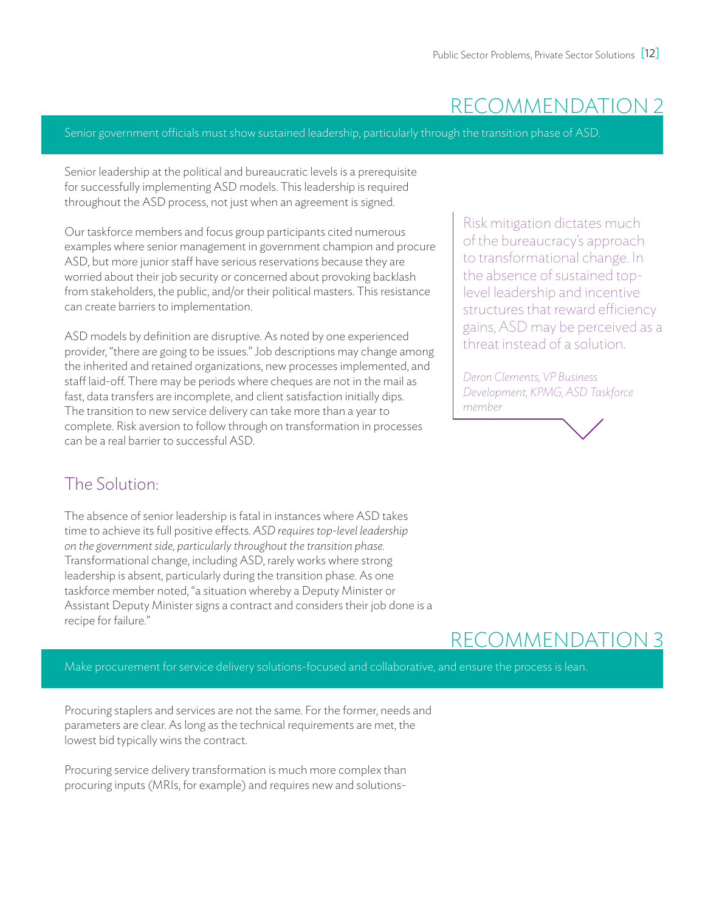# RECOMMENDATION 2

Senior government officials must show sustained leadership, particularly through the transition phase of ASD.

Senior leadership at the political and bureaucratic levels is a prerequisite for successfully implementing ASD models. This leadership is required throughout the ASD process, not just when an agreement is signed.

Our taskforce members and focus group participants cited numerous examples where senior management in government champion and procure ASD, but more junior staff have serious reservations because they are worried about their job security or concerned about provoking backlash from stakeholders, the public, and/or their political masters. This resistance can create barriers to implementation.

ASD models by definition are disruptive. As noted by one experienced provider, "there are going to be issues." Job descriptions may change among the inherited and retained organizations, new processes implemented, and staff laid-off. There may be periods where cheques are not in the mail as fast, data transfers are incomplete, and client satisfaction initially dips. The transition to new service delivery can take more than a year to complete. Risk aversion to follow through on transformation in processes can be a real barrier to successful ASD.

> Risk mitigation dictates much of the bureaucracy's approach to transformational change. In the absence of sustained top-level leadership and incentive structures that reward efficiency gains, ASD may be perceived as a threat instead of a solution.
>
> *Deron Clements, VP Business Development, KPMG, ASD Taskforce member*

## The Solution:

The absence of senior leadership is fatal in instances where ASD takes time to achieve its full positive effects. *ASD requires top-level leadership on the government side, particularly throughout the transition phase.* Transformational change, including ASD, rarely works where strong leadership is absent, particularly during the transition phase. As one taskforce member noted, "a situation whereby a Deputy Minister or Assistant Deputy Minister signs a contract and considers their job done is a recipe for failure."

# RECOMMENDATION 3

Make procurement for service delivery solutions-focused and collaborative, and ensure the process is lean.

Procuring staplers and services are not the same. For the former, needs and parameters are clear. As long as the technical requirements are met, the lowest bid typically wins the contract.

Procuring service delivery transformation is much more complex than procuring inputs (MRIs, for example) and requires new and solutions-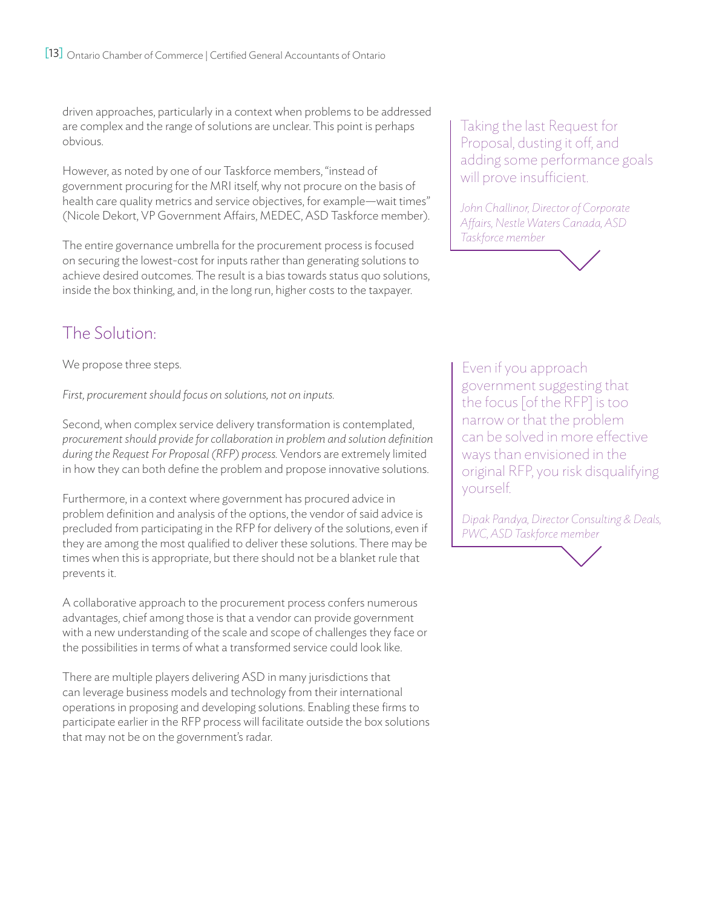driven approaches, particularly in a context when problems to be addressed are complex and the range of solutions are unclear. This point is perhaps obvious.

However, as noted by one of our Taskforce members, "instead of government procuring for the MRI itself, why not procure on the basis of health care quality metrics and service objectives, for example—wait times" (Nicole Dekort, VP Government Affairs, MEDEC, ASD Taskforce member).

The entire governance umbrella for the procurement process is focused on securing the lowest-cost for inputs rather than generating solutions to achieve desired outcomes. The result is a bias towards status quo solutions, inside the box thinking, and, in the long run, higher costs to the taxpayer.

> Taking the last Request for Proposal, dusting it off, and adding some performance goals will prove insufficient.
>
> *John Challinor, Director of Corporate Affairs, Nestle Waters Canada, ASD Taskforce member*

## The Solution:

We propose three steps.

*First, procurement should focus on solutions, not on inputs.*

Second, when complex service delivery transformation is contemplated, *procurement should provide for collaboration in problem and solution definition during the Request For Proposal (RFP) process.* Vendors are extremely limited in how they can both define the problem and propose innovative solutions.

Furthermore, in a context where government has procured advice in problem definition and analysis of the options, the vendor of said advice is precluded from participating in the RFP for delivery of the solutions, even if they are among the most qualified to deliver these solutions. There may be times when this is appropriate, but there should not be a blanket rule that prevents it.

A collaborative approach to the procurement process confers numerous advantages, chief among those is that a vendor can provide government with a new understanding of the scale and scope of challenges they face or the possibilities in terms of what a transformed service could look like.

There are multiple players delivering ASD in many jurisdictions that can leverage business models and technology from their international operations in proposing and developing solutions. Enabling these firms to participate earlier in the RFP process will facilitate outside the box solutions that may not be on the government's radar.

> Even if you approach government suggesting that the focus [of the RFP] is too narrow or that the problem can be solved in more effective ways than envisioned in the original RFP, you risk disqualifying yourself.
>
> *Dipak Pandya, Director Consulting & Deals, PWC, ASD Taskforce member*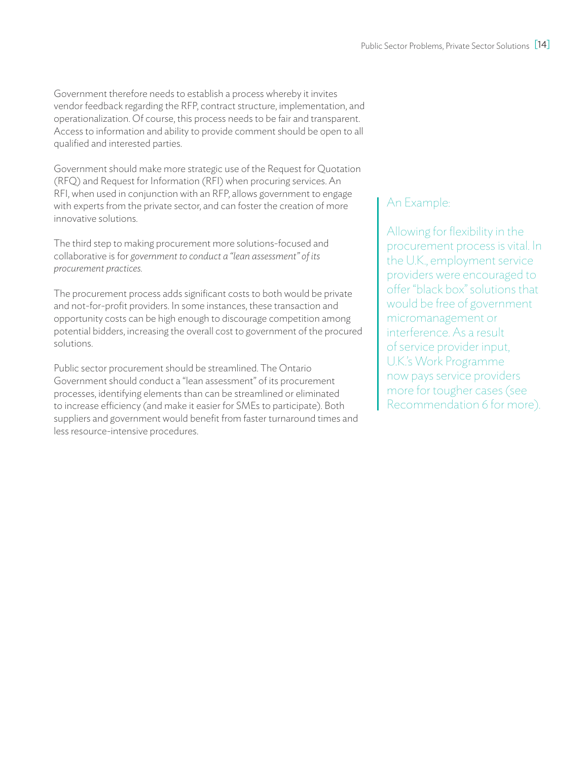Government therefore needs to establish a process whereby it invites vendor feedback regarding the RFP, contract structure, implementation, and operationalization. Of course, this process needs to be fair and transparent. Access to information and ability to provide comment should be open to all qualified and interested parties.

Government should make more strategic use of the Request for Quotation (RFQ) and Request for Information (RFI) when procuring services. An RFI, when used in conjunction with an RFP, allows government to engage with experts from the private sector, and can foster the creation of more innovative solutions.

The third step to making procurement more solutions-focused and collaborative is for *government to conduct a "lean assessment" of its procurement practices.*

The procurement process adds significant costs to both would be private and not-for-profit providers. In some instances, these transaction and opportunity costs can be high enough to discourage competition among potential bidders, increasing the overall cost to government of the procured solutions.

Public sector procurement should be streamlined. The Ontario Government should conduct a "lean assessment" of its procurement processes, identifying elements than can be streamlined or eliminated to increase efficiency (and make it easier for SMEs to participate). Both suppliers and government would benefit from faster turnaround times and less resource-intensive procedures.

> An Example:
>
> Allowing for flexibility in the procurement process is vital. In the U.K., employment service providers were encouraged to offer "black box" solutions that would be free of government micromanagement or interference. As a result of service provider input, U.K.'s Work Programme now pays service providers more for tougher cases (see Recommendation 6 for more).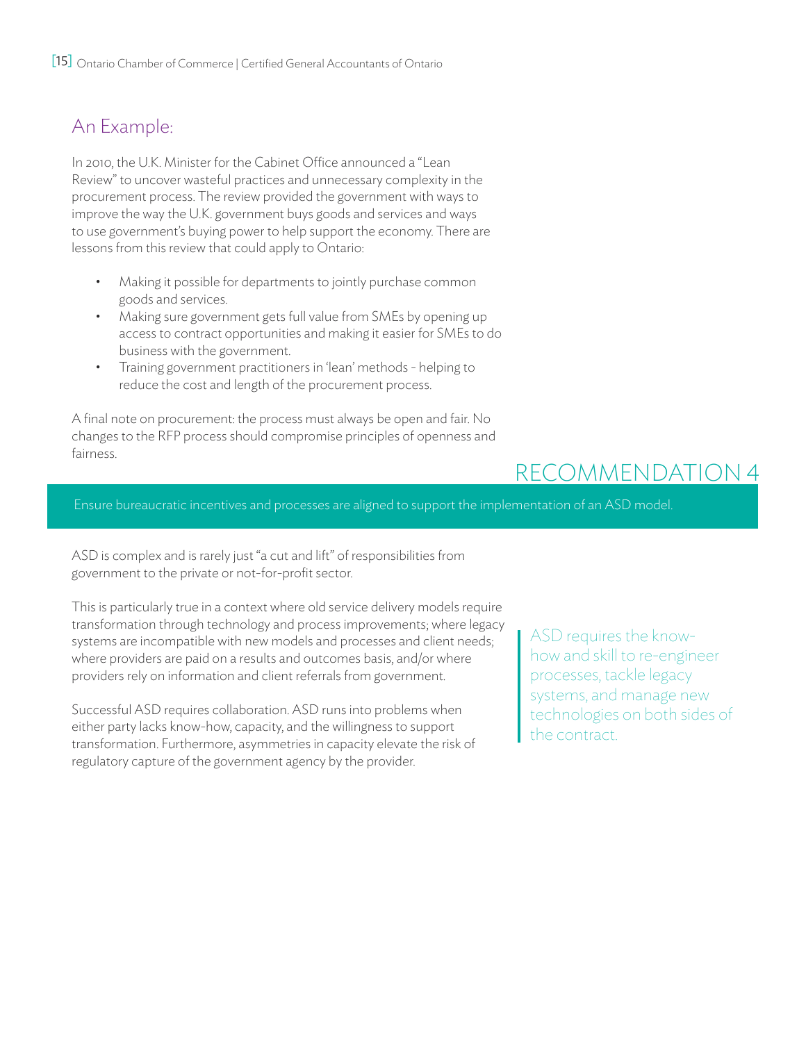## An Example:

In 2010, the U.K. Minister for the Cabinet Office announced a "Lean Review" to uncover wasteful practices and unnecessary complexity in the procurement process. The review provided the government with ways to improve the way the U.K. government buys goods and services and ways to use government's buying power to help support the economy. There are lessons from this review that could apply to Ontario:

- Making it possible for departments to jointly purchase common goods and services.
- Making sure government gets full value from SMEs by opening up access to contract opportunities and making it easier for SMEs to do business with the government.
- Training government practitioners in 'lean' methods - helping to reduce the cost and length of the procurement process.

A final note on procurement: the process must always be open and fair. No changes to the RFP process should compromise principles of openness and fairness.

## RECOMMENDATION 4

Ensure bureaucratic incentives and processes are aligned to support the implementation of an ASD model.

ASD is complex and is rarely just "a cut and lift" of responsibilities from government to the private or not-for-profit sector.

This is particularly true in a context where old service delivery models require transformation through technology and process improvements; where legacy systems are incompatible with new models and processes and client needs; where providers are paid on a results and outcomes basis, and/or where providers rely on information and client referrals from government.

Successful ASD requires collaboration. ASD runs into problems when either party lacks know-how, capacity, and the willingness to support transformation. Furthermore, asymmetries in capacity elevate the risk of regulatory capture of the government agency by the provider.

> ASD requires the know-how and skill to re-engineer processes, tackle legacy systems, and manage new technologies on both sides of the contract.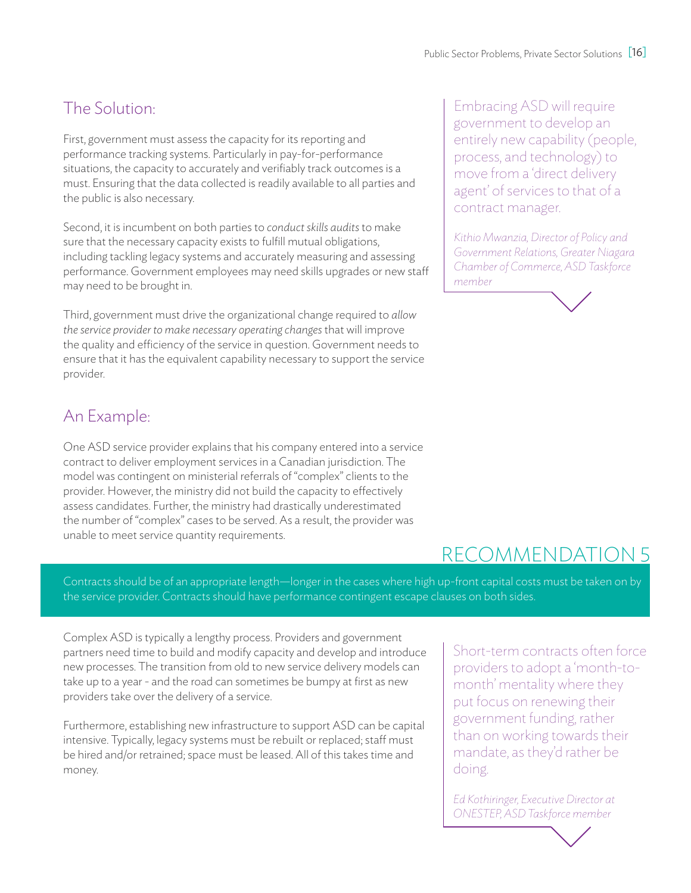## The Solution:

First, government must assess the capacity for its reporting and performance tracking systems. Particularly in pay-for-performance situations, the capacity to accurately and verifiably track outcomes is a must. Ensuring that the data collected is readily available to all parties and the public is also necessary.

Second, it is incumbent on both parties to *conduct skills audits* to make sure that the necessary capacity exists to fulfill mutual obligations, including tackling legacy systems and accurately measuring and assessing performance. Government employees may need skills upgrades or new staff may need to be brought in.

Third, government must drive the organizational change required to *allow the service provider to make necessary operating changes* that will improve the quality and efficiency of the service in question. Government needs to ensure that it has the equivalent capability necessary to support the service provider.

> Embracing ASD will require government to develop an entirely new capability (people, process, and technology) to move from a 'direct delivery agent' of services to that of a contract manager.
>
> *Kithio Mwanzia, Director of Policy and Government Relations, Greater Niagara Chamber of Commerce, ASD Taskforce member*

## An Example:

One ASD service provider explains that his company entered into a service contract to deliver employment services in a Canadian jurisdiction. The model was contingent on ministerial referrals of "complex" clients to the provider. However, the ministry did not build the capacity to effectively assess candidates. Further, the ministry had drastically underestimated the number of "complex" cases to be served. As a result, the provider was unable to meet service quantity requirements.

# RECOMMENDATION 5

Contracts should be of an appropriate length—longer in the cases where high up-front capital costs must be taken on by the service provider. Contracts should have performance contingent escape clauses on both sides.

Complex ASD is typically a lengthy process. Providers and government partners need time to build and modify capacity and develop and introduce new processes. The transition from old to new service delivery models can take up to a year - and the road can sometimes be bumpy at first as new providers take over the delivery of a service.

Furthermore, establishing new infrastructure to support ASD can be capital intensive. Typically, legacy systems must be rebuilt or replaced; staff must be hired and/or retrained; space must be leased. All of this takes time and money.

> Short-term contracts often force providers to adopt a 'month-to-month' mentality where they put focus on renewing their government funding, rather than on working towards their mandate, as they'd rather be doing.
>
> *Ed Kothiringer, Executive Director at ONESTEP, ASD Taskforce member*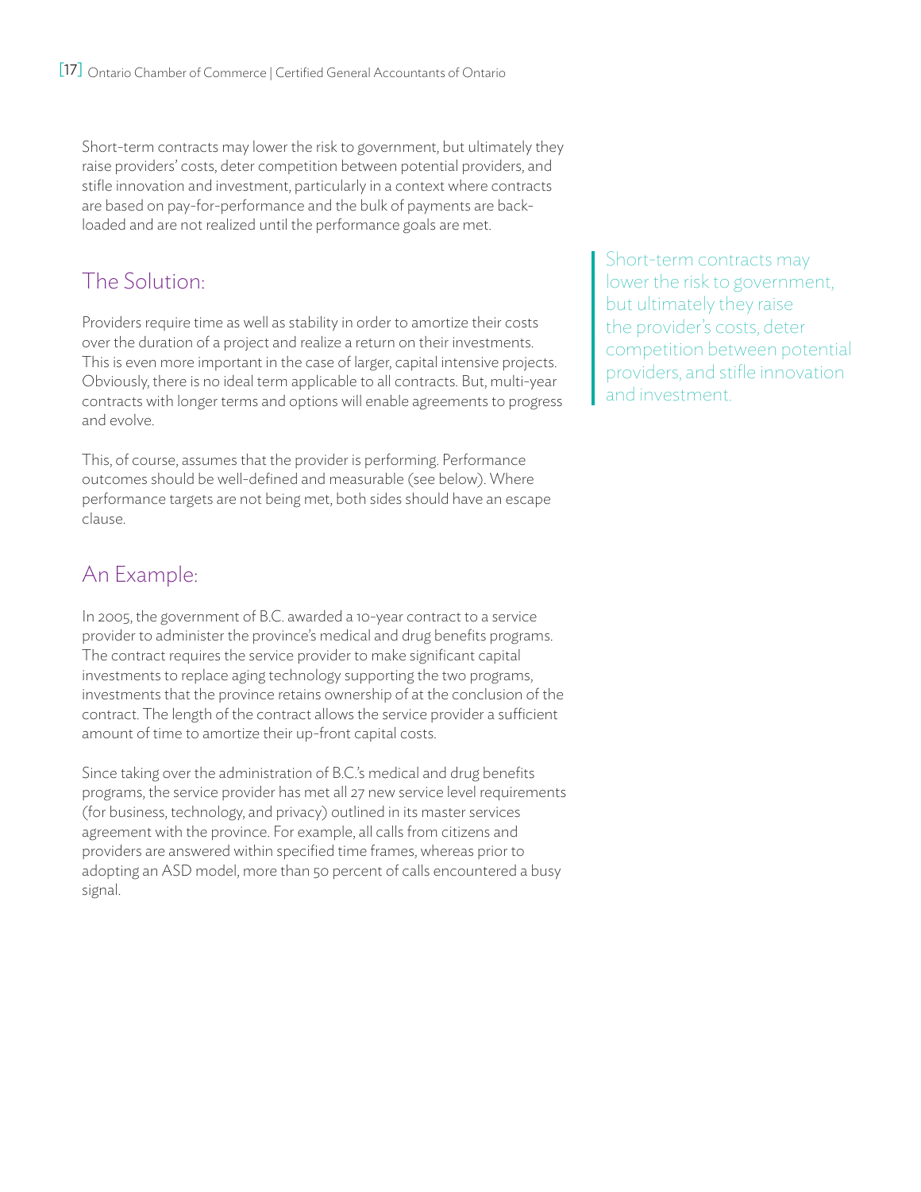Short-term contracts may lower the risk to government, but ultimately they raise providers' costs, deter competition between potential providers, and stifle innovation and investment, particularly in a context where contracts are based on pay-for-performance and the bulk of payments are back-loaded and are not realized until the performance goals are met.

> Short-term contracts may lower the risk to government, but ultimately they raise the provider's costs, deter competition between potential providers, and stifle innovation and investment.

## The Solution:

Providers require time as well as stability in order to amortize their costs over the duration of a project and realize a return on their investments. This is even more important in the case of larger, capital intensive projects. Obviously, there is no ideal term applicable to all contracts. But, multi-year contracts with longer terms and options will enable agreements to progress and evolve.

This, of course, assumes that the provider is performing. Performance outcomes should be well-defined and measurable (see below). Where performance targets are not being met, both sides should have an escape clause.

## An Example:

In 2005, the government of B.C. awarded a 10-year contract to a service provider to administer the province's medical and drug benefits programs. The contract requires the service provider to make significant capital investments to replace aging technology supporting the two programs, investments that the province retains ownership of at the conclusion of the contract. The length of the contract allows the service provider a sufficient amount of time to amortize their up-front capital costs.

Since taking over the administration of B.C.'s medical and drug benefits programs, the service provider has met all 27 new service level requirements (for business, technology, and privacy) outlined in its master services agreement with the province. For example, all calls from citizens and providers are answered within specified time frames, whereas prior to adopting an ASD model, more than 50 percent of calls encountered a busy signal.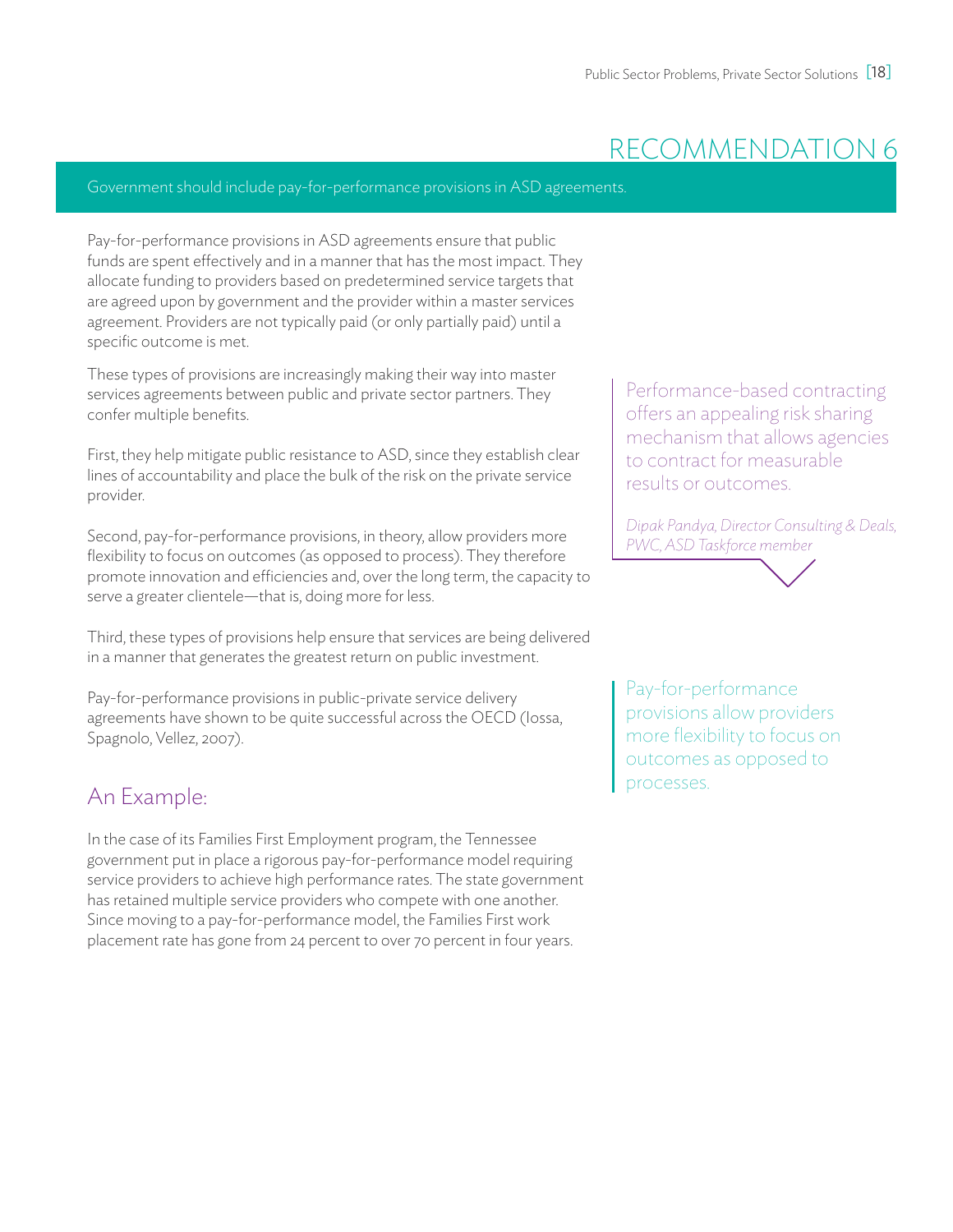# RECOMMENDATION 6

Government should include pay-for-performance provisions in ASD agreements.

Pay-for-performance provisions in ASD agreements ensure that public funds are spent effectively and in a manner that has the most impact. They allocate funding to providers based on predetermined service targets that are agreed upon by government and the provider within a master services agreement. Providers are not typically paid (or only partially paid) until a specific outcome is met.

These types of provisions are increasingly making their way into master services agreements between public and private sector partners. They confer multiple benefits.

First, they help mitigate public resistance to ASD, since they establish clear lines of accountability and place the bulk of the risk on the private service provider.

Second, pay-for-performance provisions, in theory, allow providers more flexibility to focus on outcomes (as opposed to process). They therefore promote innovation and efficiencies and, over the long term, the capacity to serve a greater clientele—that is, doing more for less.

Third, these types of provisions help ensure that services are being delivered in a manner that generates the greatest return on public investment.

Pay-for-performance provisions in public-private service delivery agreements have shown to be quite successful across the OECD (Iossa, Spagnolo, Vellez, 2007).

## An Example:

In the case of its Families First Employment program, the Tennessee government put in place a rigorous pay-for-performance model requiring service providers to achieve high performance rates. The state government has retained multiple service providers who compete with one another. Since moving to a pay-for-performance model, the Families First work placement rate has gone from 24 percent to over 70 percent in four years.

> Performance-based contracting offers an appealing risk sharing mechanism that allows agencies to contract for measurable results or outcomes.
>
> *Dipak Pandya, Director Consulting & Deals, PWC, ASD Taskforce member*

> Pay-for-performance provisions allow providers more flexibility to focus on outcomes as opposed to processes.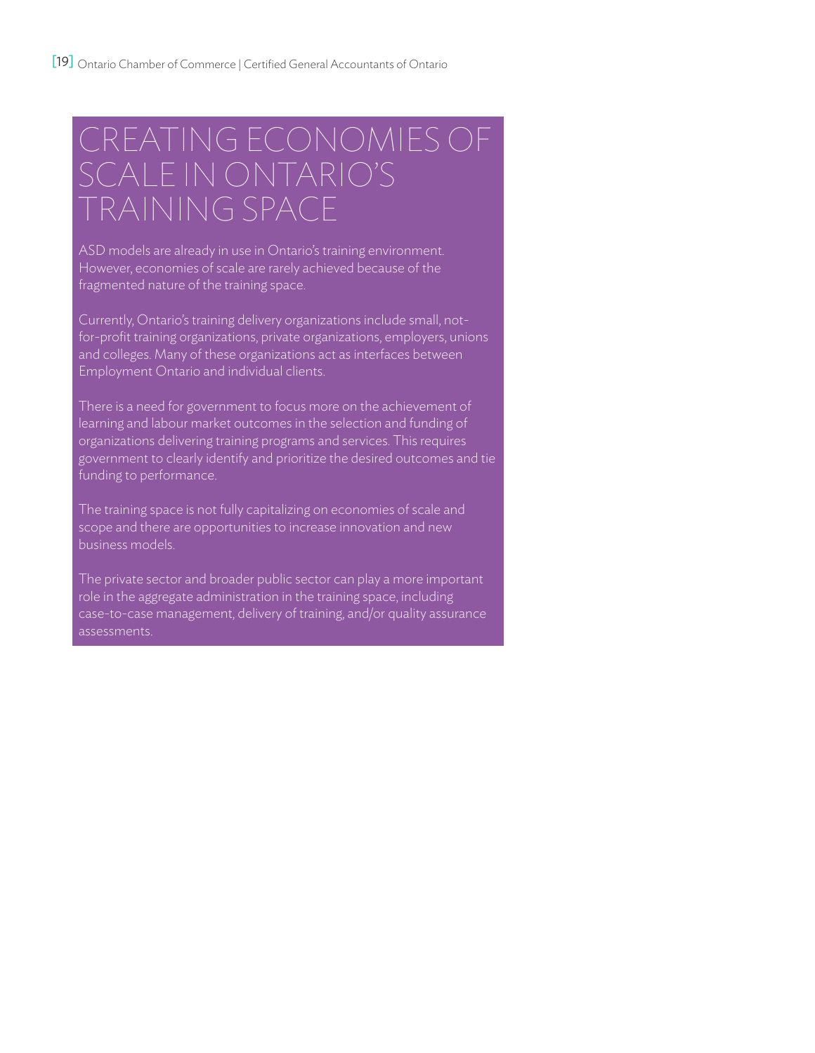# CREATING ECONOMIES OF SCALE IN ONTARIO'S TRAINING SPACE

ASD models are already in use in Ontario's training environment. However, economies of scale are rarely achieved because of the fragmented nature of the training space.

Currently, Ontario's training delivery organizations include small, not-for-profit training organizations, private organizations, employers, unions and colleges. Many of these organizations act as interfaces between Employment Ontario and individual clients.

There is a need for government to focus more on the achievement of learning and labour market outcomes in the selection and funding of organizations delivering training programs and services. This requires government to clearly identify and prioritize the desired outcomes and tie funding to performance.

The training space is not fully capitalizing on economies of scale and scope and there are opportunities to increase innovation and new business models.

The private sector and broader public sector can play a more important role in the aggregate administration in the training space, including case-to-case management, delivery of training, and/or quality assurance assessments.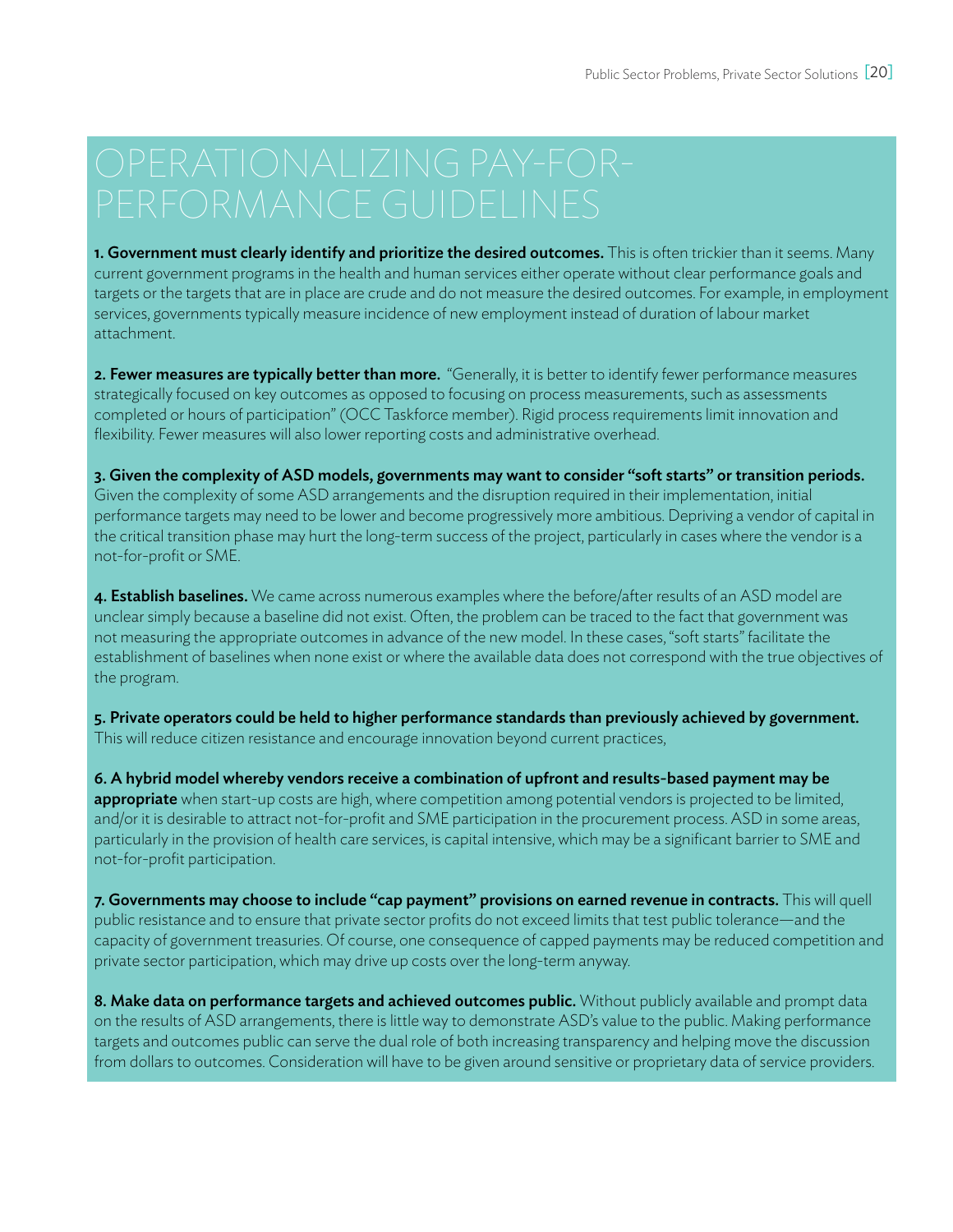# OPERATIONALIZING PAY-FOR-PERFORMANCE GUIDELINES

**1. Government must clearly identify and prioritize the desired outcomes.** This is often trickier than it seems. Many current government programs in the health and human services either operate without clear performance goals and targets or the targets that are in place are crude and do not measure the desired outcomes. For example, in employment services, governments typically measure incidence of new employment instead of duration of labour market attachment.

**2. Fewer measures are typically better than more.** "Generally, it is better to identify fewer performance measures strategically focused on key outcomes as opposed to focusing on process measurements, such as assessments completed or hours of participation" (OCC Taskforce member). Rigid process requirements limit innovation and flexibility. Fewer measures will also lower reporting costs and administrative overhead.

**3. Given the complexity of ASD models, governments may want to consider "soft starts" or transition periods.** Given the complexity of some ASD arrangements and the disruption required in their implementation, initial performance targets may need to be lower and become progressively more ambitious. Depriving a vendor of capital in the critical transition phase may hurt the long-term success of the project, particularly in cases where the vendor is a not-for-profit or SME.

**4. Establish baselines.** We came across numerous examples where the before/after results of an ASD model are unclear simply because a baseline did not exist. Often, the problem can be traced to the fact that government was not measuring the appropriate outcomes in advance of the new model. In these cases, "soft starts" facilitate the establishment of baselines when none exist or where the available data does not correspond with the true objectives of the program.

**5. Private operators could be held to higher performance standards than previously achieved by government.** This will reduce citizen resistance and encourage innovation beyond current practices,

**6. A hybrid model whereby vendors receive a combination of upfront and results-based payment may be appropriate** when start-up costs are high, where competition among potential vendors is projected to be limited, and/or it is desirable to attract not-for-profit and SME participation in the procurement process. ASD in some areas, particularly in the provision of health care services, is capital intensive, which may be a significant barrier to SME and not-for-profit participation.

**7. Governments may choose to include "cap payment" provisions on earned revenue in contracts.** This will quell public resistance and to ensure that private sector profits do not exceed limits that test public tolerance—and the capacity of government treasuries. Of course, one consequence of capped payments may be reduced competition and private sector participation, which may drive up costs over the long-term anyway.

**8. Make data on performance targets and achieved outcomes public.** Without publicly available and prompt data on the results of ASD arrangements, there is little way to demonstrate ASD's value to the public. Making performance targets and outcomes public can serve the dual role of both increasing transparency and helping move the discussion from dollars to outcomes. Consideration will have to be given around sensitive or proprietary data of service providers.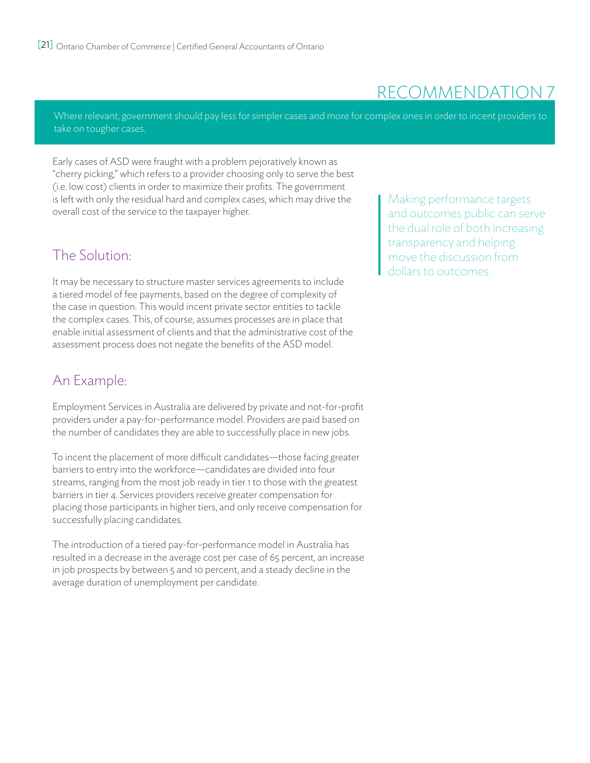# RECOMMENDATION 7

Where relevant, government should pay less for simpler cases and more for complex ones in order to incent providers to take on tougher cases.

Early cases of ASD were fraught with a problem pejoratively known as "cherry picking," which refers to a provider choosing only to serve the best (i.e. low cost) clients in order to maximize their profits. The government is left with only the residual hard and complex cases, which may drive the overall cost of the service to the taxpayer higher.

## The Solution:

It may be necessary to structure master services agreements to include a tiered model of fee payments, based on the degree of complexity of the case in question. This would incent private sector entities to tackle the complex cases. This, of course, assumes processes are in place that enable initial assessment of clients and that the administrative cost of the assessment process does not negate the benefits of the ASD model.

## An Example:

Employment Services in Australia are delivered by private and not-for-profit providers under a pay-for-performance model. Providers are paid based on the number of candidates they are able to successfully place in new jobs.

To incent the placement of more difficult candidates—those facing greater barriers to entry into the workforce—candidates are divided into four streams, ranging from the most job ready in tier 1 to those with the greatest barriers in tier 4. Services providers receive greater compensation for placing those participants in higher tiers, and only receive compensation for successfully placing candidates.

The introduction of a tiered pay-for-performance model in Australia has resulted in a decrease in the average cost per case of 65 percent, an increase in job prospects by between 5 and 10 percent, and a steady decline in the average duration of unemployment per candidate.

> Making performance targets and outcomes public can serve the dual role of both increasing transparency and helping move the discussion from dollars to outcomes.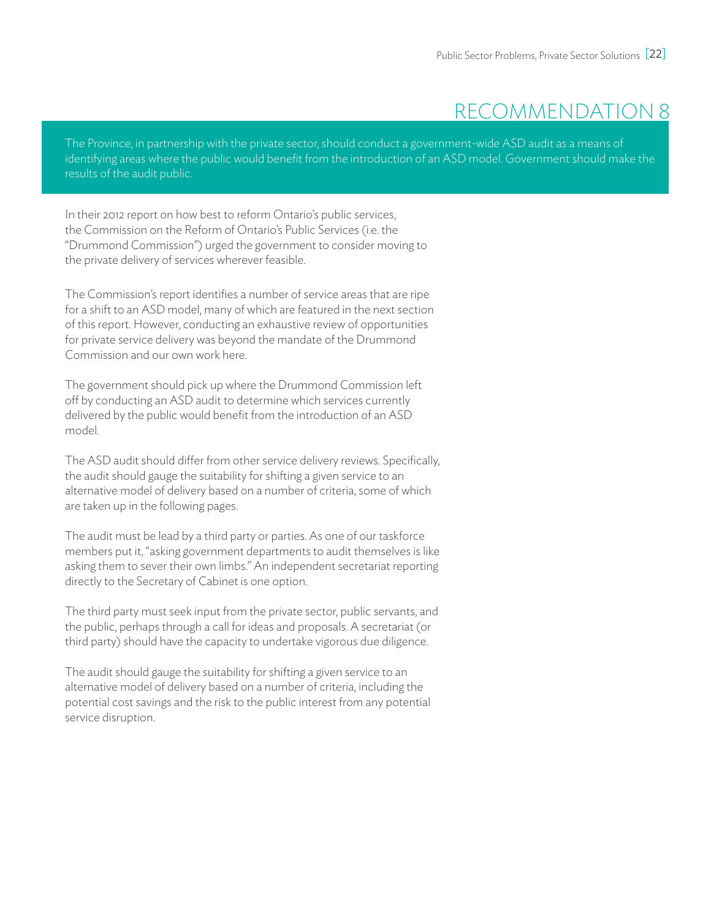# RECOMMENDATION 8

The Province, in partnership with the private sector, should conduct a government-wide ASD audit as a means of identifying areas where the public would benefit from the introduction of an ASD model. Government should make the results of the audit public.

In their 2012 report on how best to reform Ontario's public services, the Commission on the Reform of Ontario's Public Services (i.e. the "Drummond Commission") urged the government to consider moving to the private delivery of services wherever feasible.

The Commission's report identifies a number of service areas that are ripe for a shift to an ASD model, many of which are featured in the next section of this report. However, conducting an exhaustive review of opportunities for private service delivery was beyond the mandate of the Drummond Commission and our own work here.

The government should pick up where the Drummond Commission left off by conducting an ASD audit to determine which services currently delivered by the public would benefit from the introduction of an ASD model.

The ASD audit should differ from other service delivery reviews. Specifically, the audit should gauge the suitability for shifting a given service to an alternative model of delivery based on a number of criteria, some of which are taken up in the following pages.

The audit must be lead by a third party or parties. As one of our taskforce members put it, "asking government departments to audit themselves is like asking them to sever their own limbs." An independent secretariat reporting directly to the Secretary of Cabinet is one option.

The third party must seek input from the private sector, public servants, and the public, perhaps through a call for ideas and proposals. A secretariat (or third party) should have the capacity to undertake vigorous due diligence.

The audit should gauge the suitability for shifting a given service to an alternative model of delivery based on a number of criteria, including the potential cost savings and the risk to the public interest from any potential service disruption.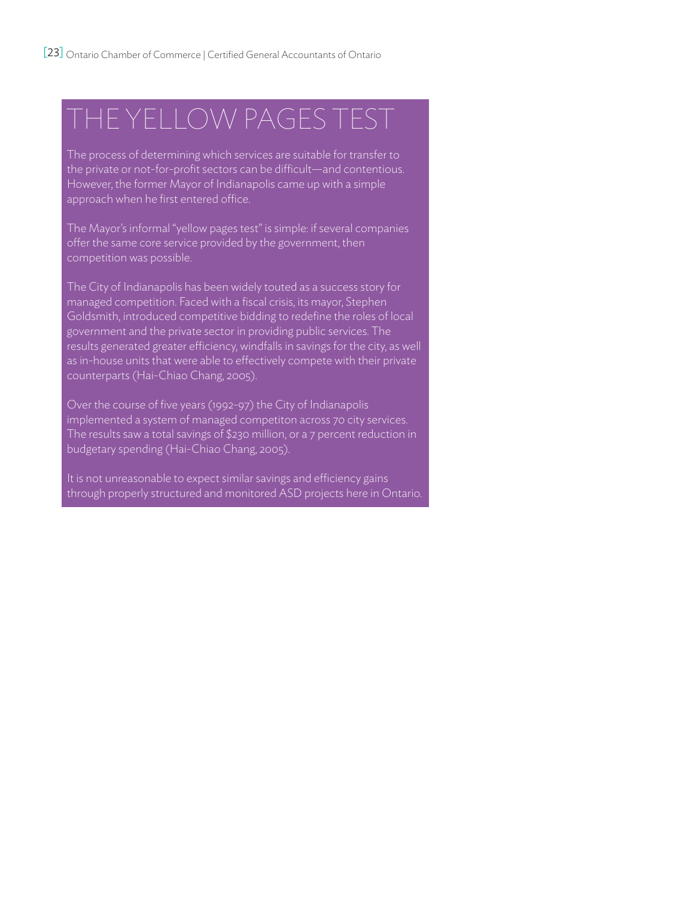# THE YELLOW PAGES TEST

The process of determining which services are suitable for transfer to the private or not-for-profit sectors can be difficult—and contentious. However, the former Mayor of Indianapolis came up with a simple approach when he first entered office.

The Mayor's informal "yellow pages test" is simple: if several companies offer the same core service provided by the government, then competition was possible.

The City of Indianapolis has been widely touted as a success story for managed competition. Faced with a fiscal crisis, its mayor, Stephen Goldsmith, introduced competitive bidding to redefine the roles of local government and the private sector in providing public services. The results generated greater efficiency, windfalls in savings for the city, as well as in-house units that were able to effectively compete with their private counterparts (Hai-Chiao Chang, 2005).

Over the course of five years (1992-97) the City of Indianapolis implemented a system of managed competiton across 70 city services. The results saw a total savings of $230 million, or a 7 percent reduction in budgetary spending (Hai-Chiao Chang, 2005).

It is not unreasonable to expect similar savings and efficiency gains through properly structured and monitored ASD projects here in Ontario.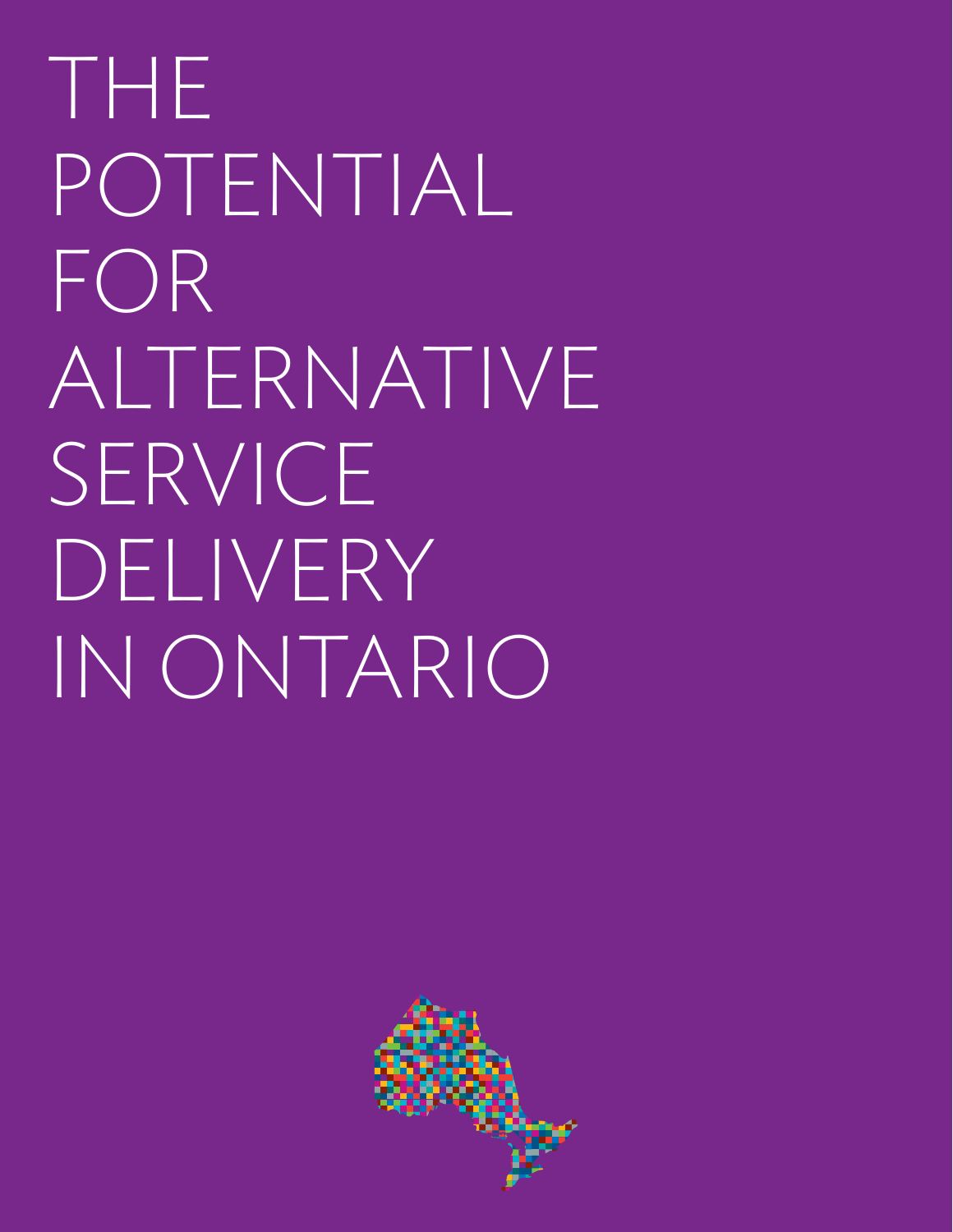# THE POTENTIAL FOR ALTERNATIVE SERVICE DELIVERY IN ONTARIO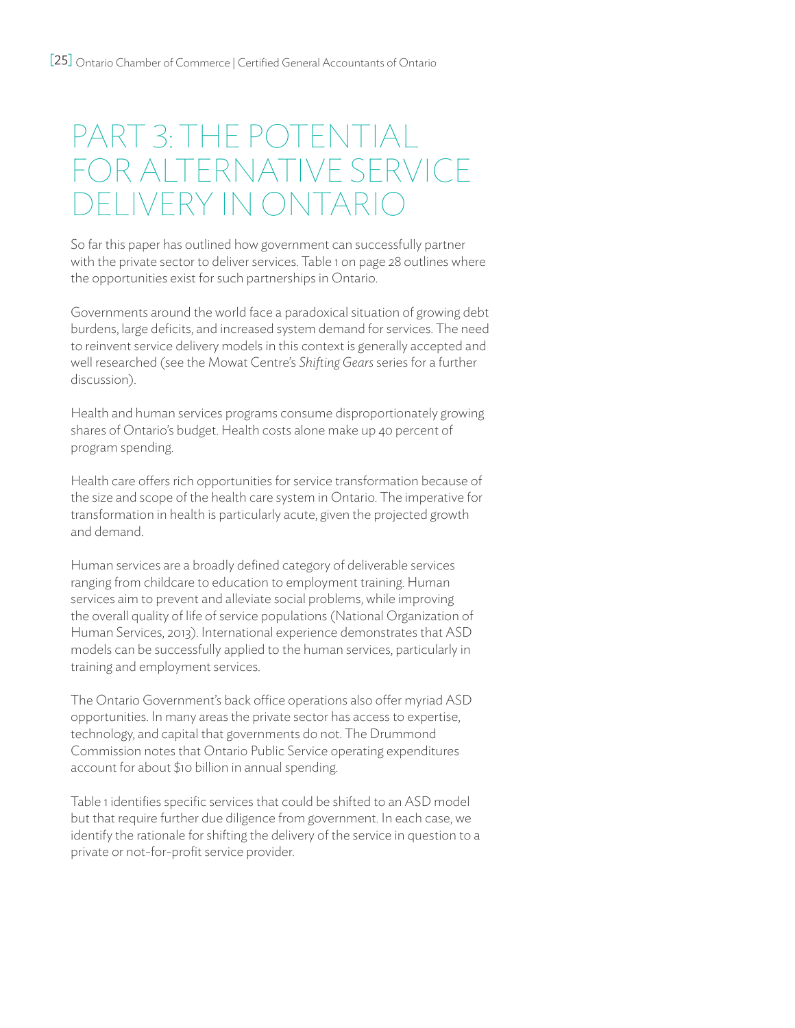# PART 3: THE POTENTIAL FOR ALTERNATIVE SERVICE DELIVERY IN ONTARIO

So far this paper has outlined how government can successfully partner with the private sector to deliver services. Table 1 on page 28 outlines where the opportunities exist for such partnerships in Ontario.

Governments around the world face a paradoxical situation of growing debt burdens, large deficits, and increased system demand for services. The need to reinvent service delivery models in this context is generally accepted and well researched (see the Mowat Centre's *Shifting Gears* series for a further discussion).

Health and human services programs consume disproportionately growing shares of Ontario's budget. Health costs alone make up 40 percent of program spending.

Health care offers rich opportunities for service transformation because of the size and scope of the health care system in Ontario. The imperative for transformation in health is particularly acute, given the projected growth and demand.

Human services are a broadly defined category of deliverable services ranging from childcare to education to employment training. Human services aim to prevent and alleviate social problems, while improving the overall quality of life of service populations (National Organization of Human Services, 2013). International experience demonstrates that ASD models can be successfully applied to the human services, particularly in training and employment services.

The Ontario Government's back office operations also offer myriad ASD opportunities. In many areas the private sector has access to expertise, technology, and capital that governments do not. The Drummond Commission notes that Ontario Public Service operating expenditures account for about $10 billion in annual spending.

Table 1 identifies specific services that could be shifted to an ASD model but that require further due diligence from government. In each case, we identify the rationale for shifting the delivery of the service in question to a private or not-for-profit service provider.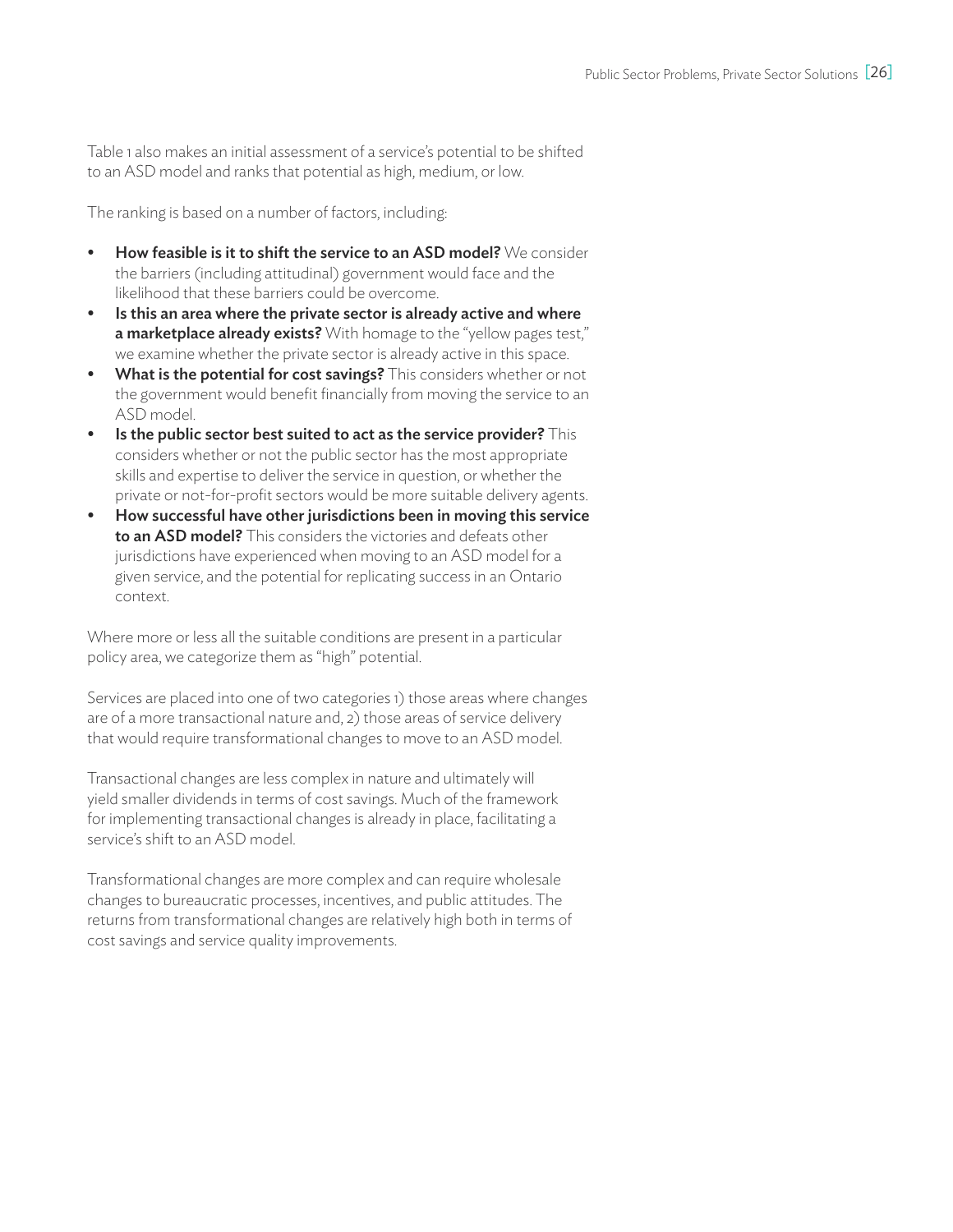Table 1 also makes an initial assessment of a service's potential to be shifted to an ASD model and ranks that potential as high, medium, or low.

The ranking is based on a number of factors, including:

- **How feasible is it to shift the service to an ASD model?** We consider the barriers (including attitudinal) government would face and the likelihood that these barriers could be overcome.
- **Is this an area where the private sector is already active and where a marketplace already exists?** With homage to the "yellow pages test," we examine whether the private sector is already active in this space.
- **What is the potential for cost savings?** This considers whether or not the government would benefit financially from moving the service to an ASD model.
- **Is the public sector best suited to act as the service provider?** This considers whether or not the public sector has the most appropriate skills and expertise to deliver the service in question, or whether the private or not-for-profit sectors would be more suitable delivery agents.
- **How successful have other jurisdictions been in moving this service to an ASD model?** This considers the victories and defeats other jurisdictions have experienced when moving to an ASD model for a given service, and the potential for replicating success in an Ontario context.

Where more or less all the suitable conditions are present in a particular policy area, we categorize them as "high" potential.

Services are placed into one of two categories 1) those areas where changes are of a more transactional nature and, 2) those areas of service delivery that would require transformational changes to move to an ASD model.

Transactional changes are less complex in nature and ultimately will yield smaller dividends in terms of cost savings. Much of the framework for implementing transactional changes is already in place, facilitating a service's shift to an ASD model.

Transformational changes are more complex and can require wholesale changes to bureaucratic processes, incentives, and public attitudes. The returns from transformational changes are relatively high both in terms of cost savings and service quality improvements.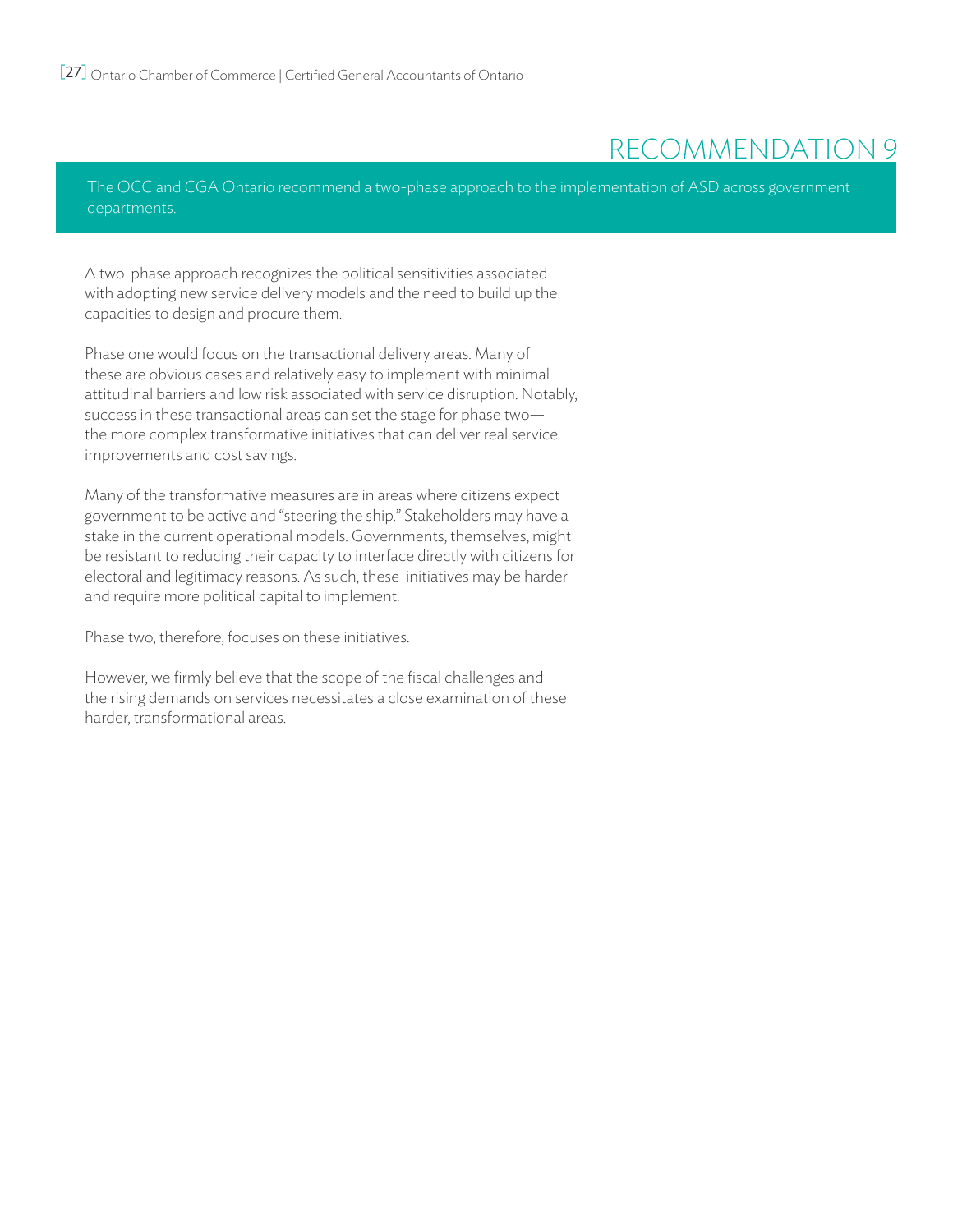# RECOMMENDATION 9

**The OCC and CGA Ontario recommend a two-phase approach to the implementation of ASD across government departments.**

A two-phase approach recognizes the political sensitivities associated with adopting new service delivery models and the need to build up the capacities to design and procure them.

Phase one would focus on the transactional delivery areas. Many of these are obvious cases and relatively easy to implement with minimal attitudinal barriers and low risk associated with service disruption. Notably, success in these transactional areas can set the stage for phase two—the more complex transformative initiatives that can deliver real service improvements and cost savings.

Many of the transformative measures are in areas where citizens expect government to be active and "steering the ship." Stakeholders may have a stake in the current operational models. Governments, themselves, might be resistant to reducing their capacity to interface directly with citizens for electoral and legitimacy reasons. As such, these initiatives may be harder and require more political capital to implement.

Phase two, therefore, focuses on these initiatives.

However, we firmly believe that the scope of the fiscal challenges and the rising demands on services necessitates a close examination of these harder, transformational areas.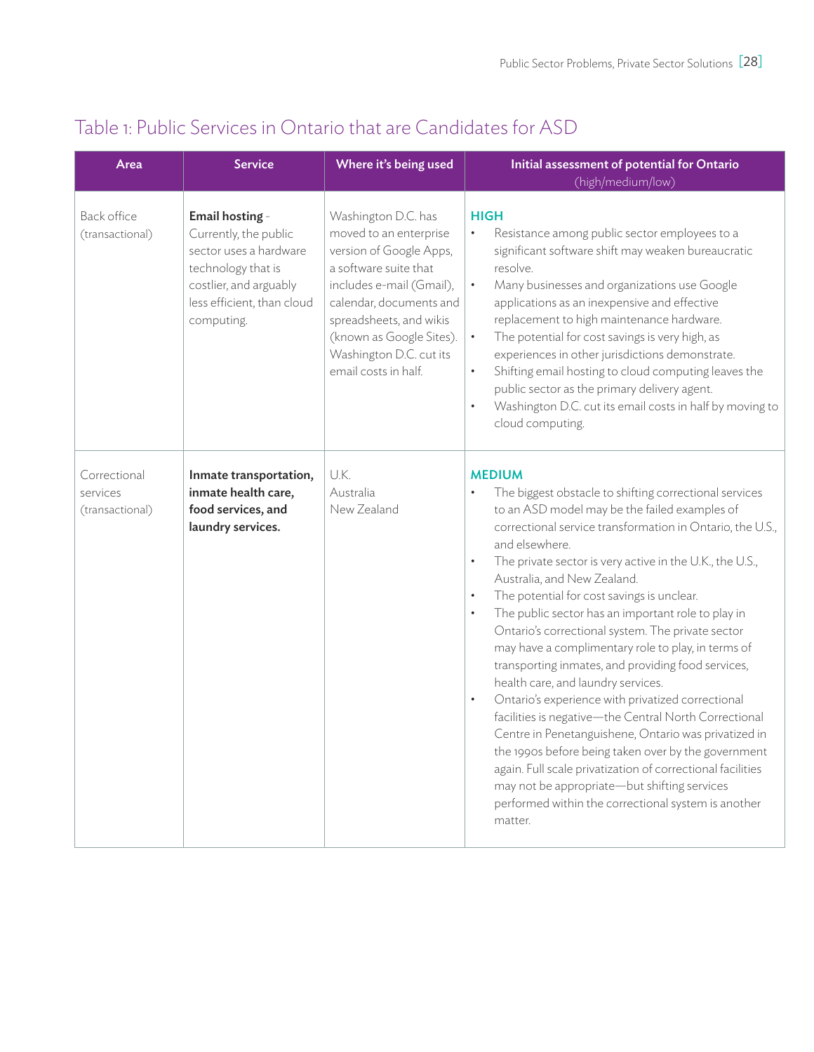## Table 1: Public Services in Ontario that are Candidates for ASD

| Area | Service | Where it's being used | Initial assessment of potential for Ontario (high/medium/low) |
|---|---|---|---|
| Back office (transactional) | **Email hosting** - Currently, the public sector uses a hardware technology that is costlier, and arguably less efficient, than cloud computing. | Washington D.C. has moved to an enterprise version of Google Apps, a software suite that includes e-mail (Gmail), calendar, documents and spreadsheets, and wikis (known as Google Sites). Washington D.C. cut its email costs in half. | **HIGH** <br>• Resistance among public sector employees to a significant software shift may weaken bureaucratic resolve. <br>• Many businesses and organizations use Google applications as an inexpensive and effective replacement to high maintenance hardware. <br>• The potential for cost savings is very high, as experiences in other jurisdictions demonstrate. <br>• Shifting email hosting to cloud computing leaves the public sector as the primary delivery agent. <br>• Washington D.C. cut its email costs in half by moving to cloud computing. |
| Correctional services (transactional) | **Inmate transportation, inmate health care, food services, and laundry services.** | U.K. <br>Australia <br>New Zealand | **MEDIUM** <br>• The biggest obstacle to shifting correctional services to an ASD model may be the failed examples of correctional service transformation in Ontario, the U.S., and elsewhere. <br>• The private sector is very active in the U.K., the U.S., Australia, and New Zealand. <br>• The potential for cost savings is unclear. <br>• The public sector has an important role to play in Ontario's correctional system. The private sector may have a complimentary role to play, in terms of transporting inmates, and providing food services, health care, and laundry services. <br>• Ontario's experience with privatized correctional facilities is negative—the Central North Correctional Centre in Penetanguishene, Ontario was privatized in the 1990s before being taken over by the government again. Full scale privatization of correctional facilities may not be appropriate—but shifting services performed within the correctional system is another matter. |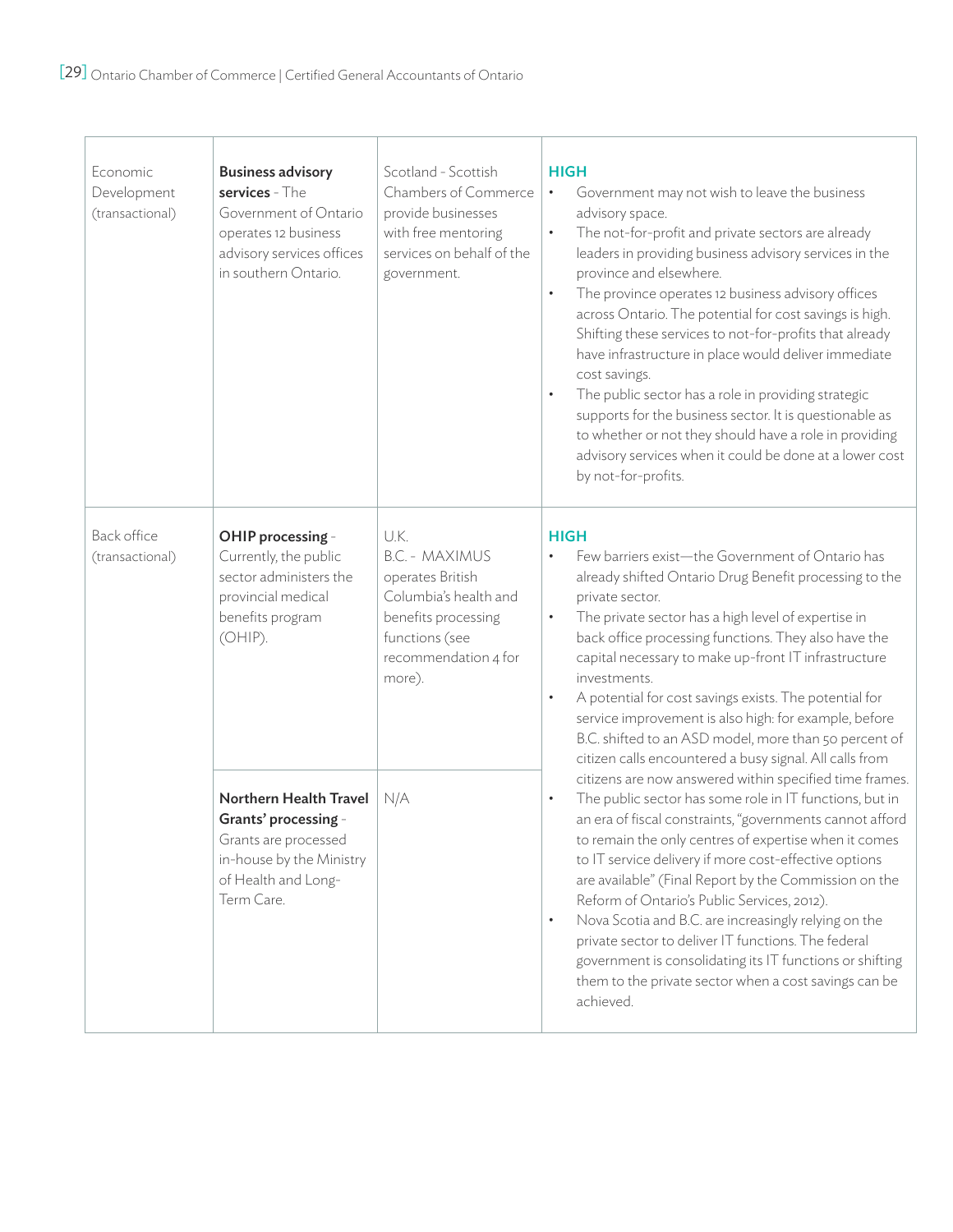| | | | |
|---|---|---|---|
| Economic Development (transactional) | **Business advisory services** - The Government of Ontario operates 12 business advisory services offices in southern Ontario. | Scotland - Scottish Chambers of Commerce provide businesses with free mentoring services on behalf of the government. | **HIGH**<br>• Government may not wish to leave the business advisory space.<br>• The not-for-profit and private sectors are already leaders in providing business advisory services in the province and elsewhere.<br>• The province operates 12 business advisory offices across Ontario. The potential for cost savings is high. Shifting these services to not-for-profits that already have infrastructure in place would deliver immediate cost savings.<br>• The public sector has a role in providing strategic supports for the business sector. It is questionable as to whether or not they should have a role in providing advisory services when it could be done at a lower cost by not-for-profits. |
| Back office (transactional) | **OHIP processing** - Currently, the public sector administers the provincial medical benefits program (OHIP). | U.K.<br>B.C. - MAXIMUS operates British Columbia's health and benefits processing functions (see recommendation 4 for more). | **HIGH**<br>• Few barriers exist—the Government of Ontario has already shifted Ontario Drug Benefit processing to the private sector.<br>• The private sector has a high level of expertise in back office processing functions. They also have the capital necessary to make up-front IT infrastructure investments.<br>• A potential for cost savings exists. The potential for service improvement is also high: for example, before B.C. shifted to an ASD model, more than 50 percent of citizen calls encountered a busy signal. All calls from citizens are now answered within specified time frames.<br>• The public sector has some role in IT functions, but in an era of fiscal constraints, "governments cannot afford to remain the only centres of expertise when it comes to IT service delivery if more cost-effective options are available" (Final Report by the Commission on the Reform of Ontario's Public Services, 2012).<br>• Nova Scotia and B.C. are increasingly relying on the private sector to deliver IT functions. The federal government is consolidating its IT functions or shifting them to the private sector when a cost savings can be achieved. |
| | **Northern Health Travel Grants' processing** - Grants are processed in-house by the Ministry of Health and Long-Term Care. | N/A | |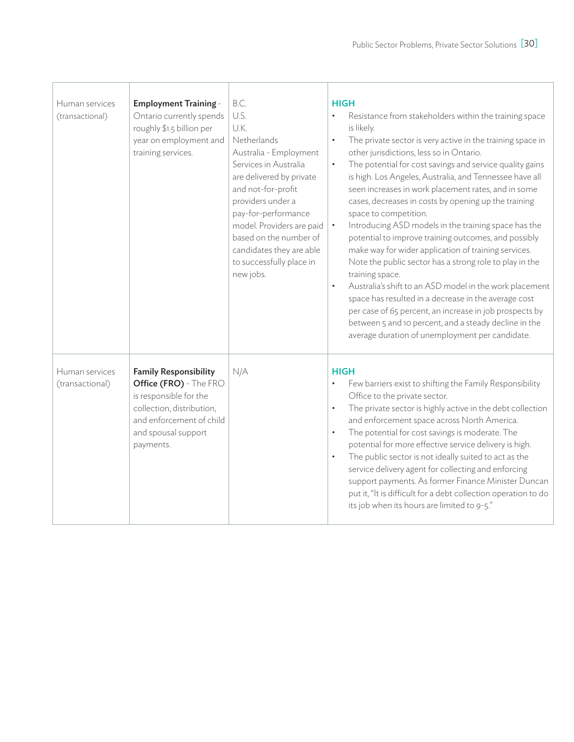| | | | |
|---|---|---|---|
| Human services (transactional) | **Employment Training** - Ontario currently spends roughly $1.5 billion per year on employment and training services. | B.C.<br>U.S.<br>U.K.<br>Netherlands<br>Australia - Employment Services in Australia are delivered by private and not-for-profit providers under a pay-for-performance model. Providers are paid based on the number of candidates they are able to successfully place in new jobs. | **HIGH**<br>• Resistance from stakeholders within the training space is likely.<br>• The private sector is very active in the training space in other jurisdictions, less so in Ontario.<br>• The potential for cost savings and service quality gains is high. Los Angeles, Australia, and Tennessee have all seen increases in work placement rates, and in some cases, decreases in costs by opening up the training space to competition.<br>• Introducing ASD models in the training space has the potential to improve training outcomes, and possibly make way for wider application of training services. Note the public sector has a strong role to play in the training space.<br>• Australia's shift to an ASD model in the work placement space has resulted in a decrease in the average cost per case of 65 percent, an increase in job prospects by between 5 and 10 percent, and a steady decline in the average duration of unemployment per candidate. |
| Human services (transactional) | **Family Responsibility Office (FRO)** - The FRO is responsible for the collection, distribution, and enforcement of child and spousal support payments. | N/A | **HIGH**<br>• Few barriers exist to shifting the Family Responsibility Office to the private sector.<br>• The private sector is highly active in the debt collection and enforcement space across North America.<br>• The potential for cost savings is moderate. The potential for more effective service delivery is high.<br>• The public sector is not ideally suited to act as the service delivery agent for collecting and enforcing support payments. As former Finance Minister Duncan put it, "It is difficult for a debt collection operation to do its job when its hours are limited to 9-5." |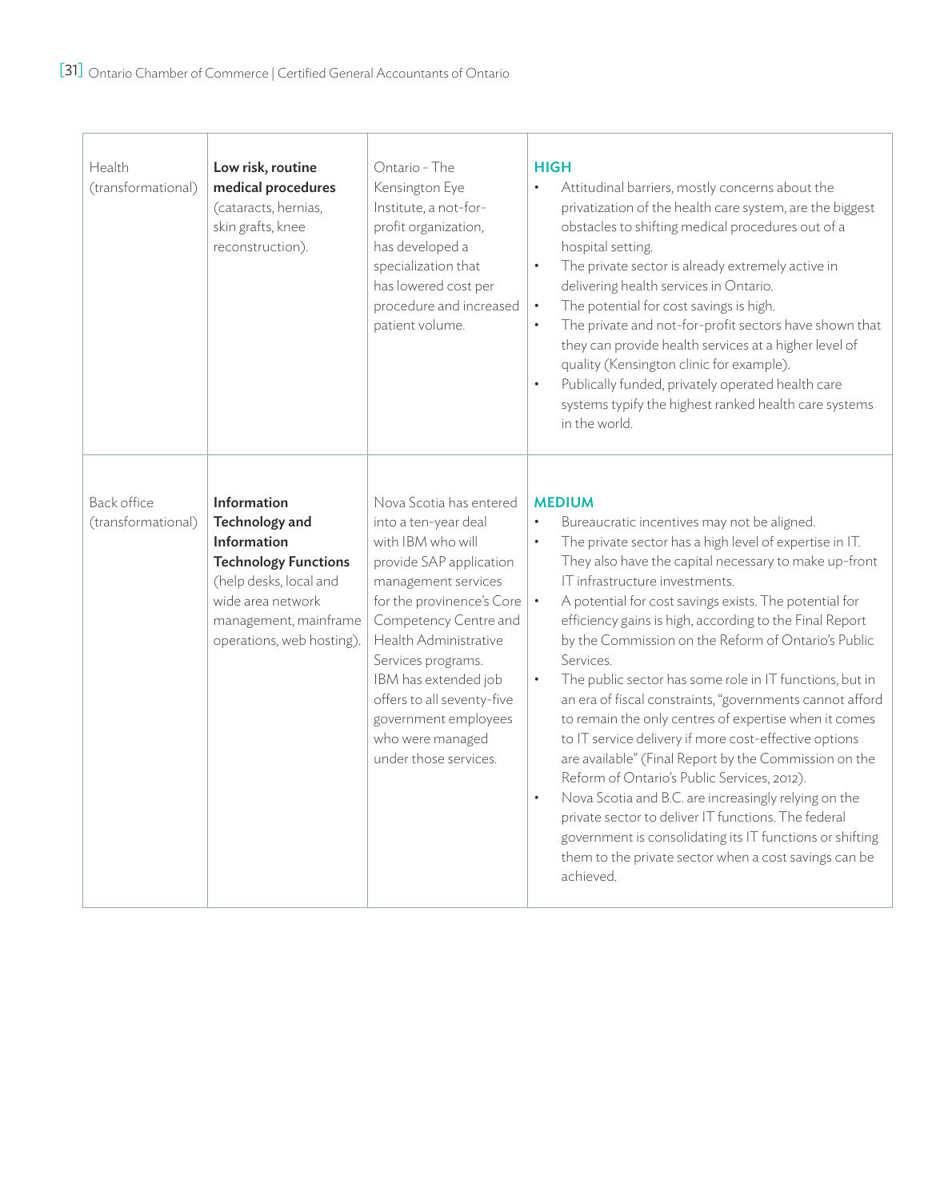| | | | |
|---|---|---|---|
| Health (transformational) | **Low risk, routine medical procedures** (cataracts, hernias, skin grafts, knee reconstruction). | Ontario - The Kensington Eye Institute, a not-for-profit organization, has developed a specialization that has lowered cost per procedure and increased patient volume. | **HIGH**<br>• Attitudinal barriers, mostly concerns about the privatization of the health care system, are the biggest obstacles to shifting medical procedures out of a hospital setting.<br>• The private sector is already extremely active in delivering health services in Ontario.<br>• The potential for cost savings is high.<br>• The private and not-for-profit sectors have shown that they can provide health services at a higher level of quality (Kensington clinic for example).<br>• Publically funded, privately operated health care systems typify the highest ranked health care systems in the world. |
| Back office (transformational) | **Information Technology and Information Technology Functions** (help desks, local and wide area network management, mainframe operations, web hosting). | Nova Scotia has entered into a ten-year deal with IBM who will provide SAP application management services for the provinence's Core Competency Centre and Health Administrative Services programs. IBM has extended job offers to all seventy-five government employees who were managed under those services. | **MEDIUM**<br>• Bureaucratic incentives may not be aligned.<br>• The private sector has a high level of expertise in IT. They also have the capital necessary to make up-front IT infrastructure investments.<br>• A potential for cost savings exists. The potential for efficiency gains is high, according to the Final Report by the Commission on the Reform of Ontario's Public Services.<br>• The public sector has some role in IT functions, but in an era of fiscal constraints, "governments cannot afford to remain the only centres of expertise when it comes to IT service delivery if more cost-effective options are available" (Final Report by the Commission on the Reform of Ontario's Public Services, 2012).<br>• Nova Scotia and B.C. are increasingly relying on the private sector to deliver IT functions. The federal government is consolidating its IT functions or shifting them to the private sector when a cost savings can be achieved. |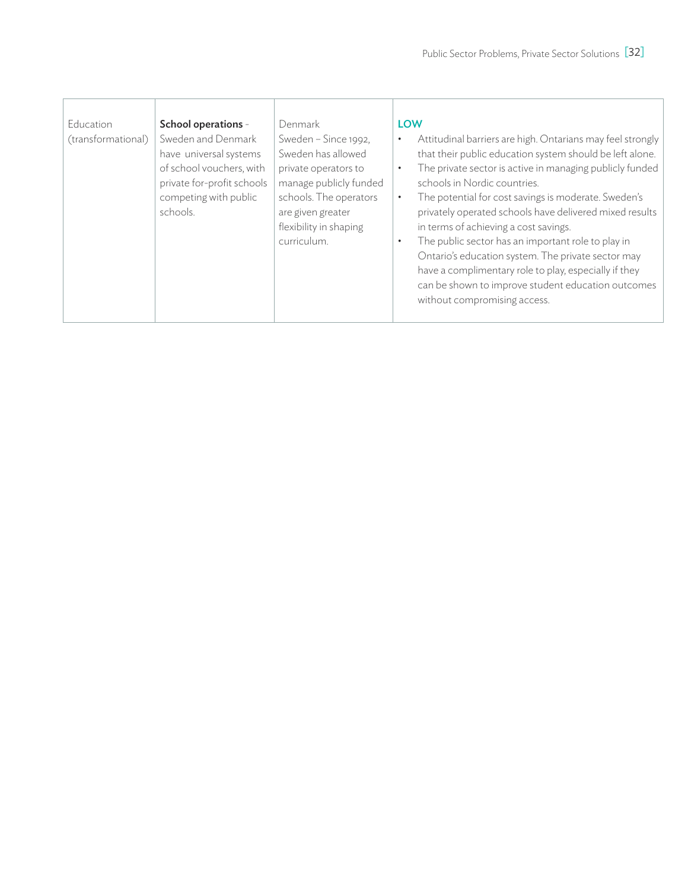| | | | |
|---|---|---|---|
| Education (transformational) | **School operations** - Sweden and Denmark have universal systems of school vouchers, with private for-profit schools competing with public schools. | Denmark<br>Sweden – Since 1992, Sweden has allowed private operators to manage publicly funded schools. The operators are given greater flexibility in shaping curriculum. | **LOW**<br>• Attitudinal barriers are high. Ontarians may feel strongly that their public education system should be left alone.<br>• The private sector is active in managing publicly funded schools in Nordic countries.<br>• The potential for cost savings is moderate. Sweden's privately operated schools have delivered mixed results in terms of achieving a cost savings.<br>• The public sector has an important role to play in Ontario's education system. The private sector may have a complimentary role to play, especially if they can be shown to improve student education outcomes without compromising access. |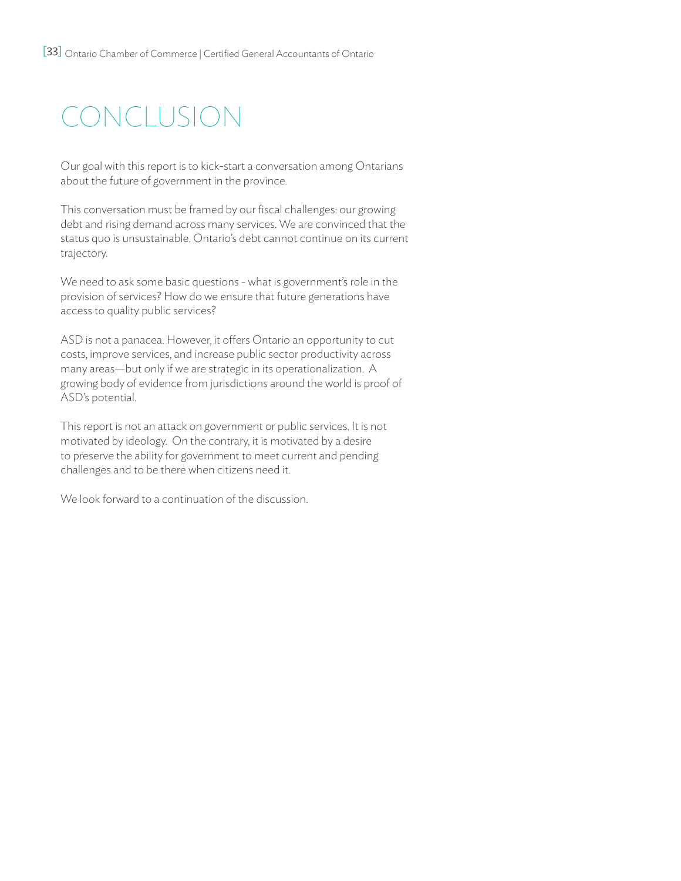# CONCLUSION

Our goal with this report is to kick-start a conversation among Ontarians about the future of government in the province.

This conversation must be framed by our fiscal challenges: our growing debt and rising demand across many services. We are convinced that the status quo is unsustainable. Ontario's debt cannot continue on its current trajectory.

We need to ask some basic questions - what is government's role in the provision of services? How do we ensure that future generations have access to quality public services?

ASD is not a panacea. However, it offers Ontario an opportunity to cut costs, improve services, and increase public sector productivity across many areas—but only if we are strategic in its operationalization. A growing body of evidence from jurisdictions around the world is proof of ASD's potential.

This report is not an attack on government or public services. It is not motivated by ideology. On the contrary, it is motivated by a desire to preserve the ability for government to meet current and pending challenges and to be there when citizens need it.

We look forward to a continuation of the discussion.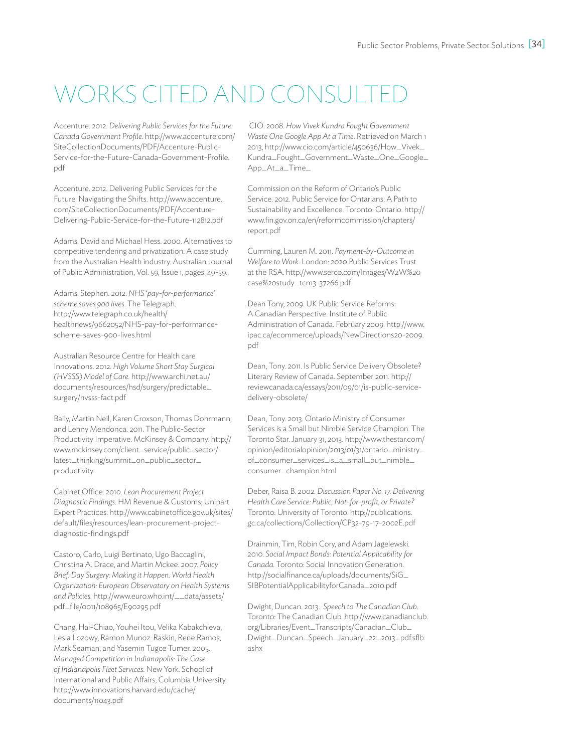# WORKS CITED AND CONSULTED

Accenture. 2012. *Delivering Public Services for the Future: Canada Government Profile*. http://www.accenture.com/SiteCollectionDocuments/PDF/Accenture-Public-Service-for-the-Future-Canada-Government-Profile.pdf

Accenture. 2012. Delivering Public Services for the Future: Navigating the Shifts. http://www.accenture.com/SiteCollectionDocuments/PDF/Accenture-Delivering-Public-Service-for-the-Future-112812.pdf

Adams, David and Michael Hess. 2000. Alternatives to competitive tendering and privatization: A case study from the Australian Health industry. Australian Journal of Public Administration, Vol. 59, Issue 1, pages: 49-59.

Adams, Stephen. 2012. *NHS 'pay-for-performance' scheme saves 900 lives*. The Telegraph. http://www.telegraph.co.uk/health/healthnews/9662052/NHS-pay-for-performance-scheme-saves-900-lives.html

Australian Resource Centre for Health care Innovations. 2012. *High Volume Short Stay Surgical (HVSSS) Model of Care*. http://www.archi.net.au/documents/resources/hsd/surgery/predictable_surgery/hvsss-fact.pdf

Baily, Martin Neil, Karen Croxson, Thomas Dohrmann, and Lenny Mendonca. 2011. The Public-Sector Productivity Imperative. McKinsey & Company: http://www.mckinsey.com/client_service/public_sector/latest_thinking/summit_on_public_sector_productivity

Cabinet Office. 2010. *Lean Procurement Project Diagnostic Findings*. HM Revenue & Customs; Unipart Expert Practices. http://www.cabinetoffice.gov.uk/sites/default/files/resources/lean-procurement-project-diagnostic-findings.pdf

Castoro, Carlo, Luigi Bertinato, Ugo Baccaglini, Christina A. Drace, and Martin Mckee. 2007. *Policy Brief: Day Surgery: Making it Happen. World Health Organization: European Observatory on Health Systems and Policies*. http://www.euro.who.int/__data/assets/pdf_file/0011/108965/E90295.pdf

Chang, Hai-Chiao, Youhei Itou, Velika Kabakchieva, Lesia Lozowy, Ramon Munoz-Raskin, Rene Ramos, Mark Seaman, and Yasemin Tugce Tumer. 2005. *Managed Competition in Indianapolis: The Case of Indianapolis Fleet Services*. New York. School of International and Public Affairs, Columbia University. http://www.innovations.harvard.edu/cache/documents/11043.pdf

CIO. 2008. *How Vivek Kundra Fought Government Waste One Google App At a Time*. Retrieved on March 1 2013, http://www.cio.com/article/450636/How_Vivek_Kundra_Fought_Government_Waste_One_Google_App_At_a_Time_

Commission on the Reform of Ontario's Public Service. 2012. Public Service for Ontarians: A Path to Sustainability and Excellence. Toronto: Ontario. http://www.fin.gov.on.ca/en/reformcommission/chapters/report.pdf

Cumming, Lauren M. 2011. *Payment-by-Outcome in Welfare to Work*. London: 2020 Public Services Trust at the RSA. http://www.serco.com/Images/W2W%20case%20study_tcm3-37266.pdf

Dean Tony, 2009. UK Public Service Reforms: A Canadian Perspective. Institute of Public Administration of Canada. February 2009. http://www.ipac.ca/ecommerce/uploads/NewDirections20-2009.pdf

Dean, Tony. 2011. Is Public Service Delivery Obsolete? Literary Review of Canada. September 2011. http://reviewcanada.ca/essays/2011/09/01/is-public-service-delivery-obsolete/

Dean, Tony. 2013. Ontario Ministry of Consumer Services is a Small but Nimble Service Champion. The Toronto Star. January 31, 2013. http://www.thestar.com/opinion/editorialopinion/2013/01/31/ontario_ministry_of_consumer_services_is_a_small_but_nimble_consumer_champion.html

Deber, Raisa B. 2002. *Discussion Paper No. 17. Delivering Health Care Service: Public, Not-for-profit, or Private?* Toronto: University of Toronto. http://publications.gc.ca/collections/Collection/CP32-79-17-2002E.pdf

Drainmin, Tim, Robin Cory, and Adam Jagelewski. 2010. *Social Impact Bonds: Potential Applicability for Canada*. Toronto: Social Innovation Generation. http://socialfinance.ca/uploads/documents/SiG_SIBPotentialApplicabilityforCanada_2010.pdf

Dwight, Duncan. 2013. *Speech to The Canadian Club*. Toronto: The Canadian Club. http://www.canadianclub.org/Libraries/Event_Transcripts/Canadian_Club_Dwight_Duncan_Speech_January_22_2013_pdf.sflb.ashx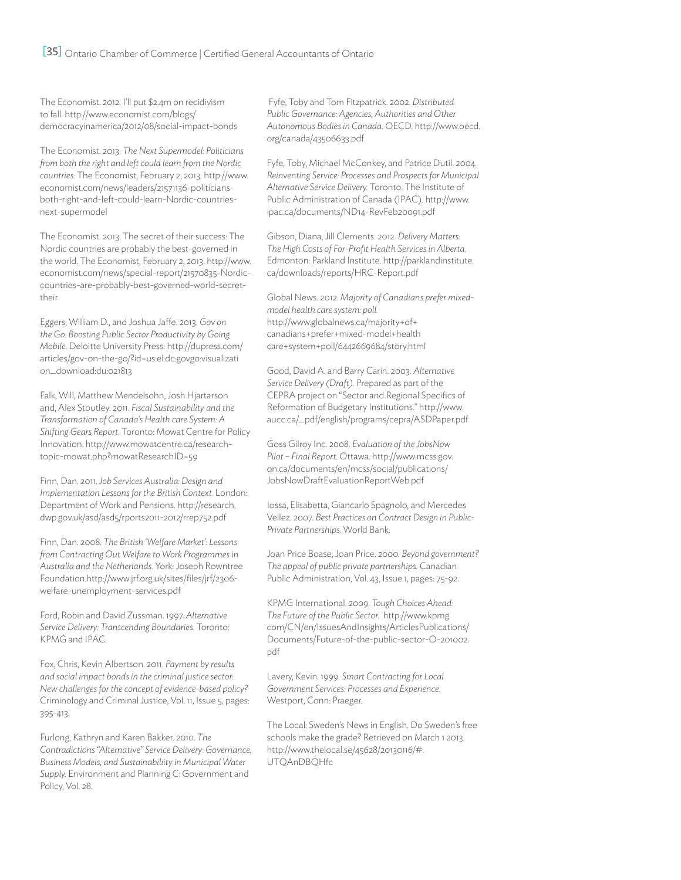The Economist. 2012. I'll put $2.4m on recidivism to fall. http://www.economist.com/blogs/democracyinamerica/2012/08/social-impact-bonds

The Economist. 2013. *The Next Supermodel: Politicians from both the right and left could learn from the Nordic countries.* The Economist, February 2, 2013. http://www.economist.com/news/leaders/21571136-politicians-both-right-and-left-could-learn-Nordic-countries-next-supermodel

The Economist. 2013. The secret of their success: The Nordic countries are probably the best-governed in the world. The Economist, February 2, 2013. http://www.economist.com/news/special-report/21570835-Nordic-countries-are-probably-best-governed-world-secret-their

Eggers, William D., and Joshua Jaffe. 2013. *Gov on the Go: Boosting Public Sector Productivity by Going Mobile.* Deloitte University Press: http://dupress.com/articles/gov-on-the-go/?id=us:el:dc:govgo:visualization_download:du:021813

Falk, Will, Matthew Mendelsohn, Josh Hjartarson and, Alex Stoutley. 2011. *Fiscal Sustainability and the Transformation of Canada's Health care System: A Shifting Gears Report.* Toronto: Mowat Centre for Policy Innovation. http://www.mowatcentre.ca/research-topic-mowat.php?mowatResearchID=59

Finn, Dan. 2011. *Job Services Australia: Design and Implementation Lessons for the British Context.* London: Department of Work and Pensions. http://research.dwp.gov.uk/asd/asd5/rports2011-2012/rrep752.pdf

Finn, Dan. 2008. *The British 'Welfare Market': Lessons from Contracting Out Welfare to Work Programmes in Australia and the Netherlands.* York: Joseph Rowntree Foundation.http://www.jrf.org.uk/sites/files/jrf/2306-welfare-unemployment-services.pdf

Ford, Robin and David Zussman. 1997. *Alternative Service Delivery: Transcending Boundaries.* Toronto: KPMG and IPAC.

Fox, Chris, Kevin Albertson. 2011. *Payment by results and social impact bonds in the criminal justice sector: New challenges for the concept of evidence-based policy?* Criminology and Criminal Justice, Vol. 11, Issue 5, pages: 395-413.

Furlong, Kathryn and Karen Bakker. 2010. *The Contradictions "Alternative" Service Delivery: Governance, Business Models, and Sustainabiliity in Municipal Water Supply.* Environment and Planning C: Government and Policy, Vol. 28.

Fyfe, Toby and Tom Fitzpatrick. 2002. *Distributed Public Governance: Agencies, Authorities and Other Autonomous Bodies in Canada.* OECD. http://www.oecd.org/canada/43506633.pdf

Fyfe, Toby, Michael McConkey, and Patrice Dutil. 2004. *Reinventing Service: Processes and Prospects for Municipal Alternative Service Delivery.* Toronto. The Institute of Public Administration of Canada (IPAC). http://www.ipac.ca/documents/ND14-RevFeb20091.pdf

Gibson, Diana, Jill Clements. 2012. *Delivery Matters: The High Costs of For-Profit Health Services in Alberta.* Edmonton: Parkland Institute. http://parklandinstitute.ca/downloads/reports/HRC-Report.pdf

Global News. 2012. *Majority of Canadians prefer mixed-model health care system: poll.* http://www.globalnews.ca/majority+of+canadians+prefer+mixed-model+health care+system+poll/6442669684/story.html

Good, David A. and Barry Carin. 2003. *Alternative Service Delivery (Draft).* Prepared as part of the CEPRA project on "Sector and Regional Specifics of Reformation of Budgetary Institutions." http://www.aucc.ca/_pdf/english/programs/cepra/ASDPaper.pdf

Goss Gilroy Inc. 2008. *Evaluation of the JobsNow Pilot – Final Report.* Ottawa. http://www.mcss.gov.on.ca/documents/en/mcss/social/publications/JobsNowDraftEvaluationReportWeb.pdf

Iossa, Elisabetta, Giancarlo Spagnolo, and Mercedes Vellez. 2007. *Best Practices on Contract Design in Public-Private Partnerships.* World Bank.

Joan Price Boase, Joan Price. 2000. *Beyond government? The appeal of public private partnerships.* Canadian Public Administration, Vol. 43, Issue 1, pages: 75-92.

KPMG International. 2009. *Tough Choices Ahead: The Future of the Public Sector.* http://www.kpmg.com/CN/en/IssuesAndInsights/ArticlesPublications/Documents/Future-of-the-public-sector-O-201002.pdf

Lavery, Kevin. 1999. *Smart Contracting for Local Government Services: Processes and Experience.* Westport, Conn: Praeger.

The Local: Sweden's News in English. Do Sweden's free schools make the grade? Retrieved on March 1 2013. http://www.thelocal.se/45628/20130116/#.UTQAnDBQHfc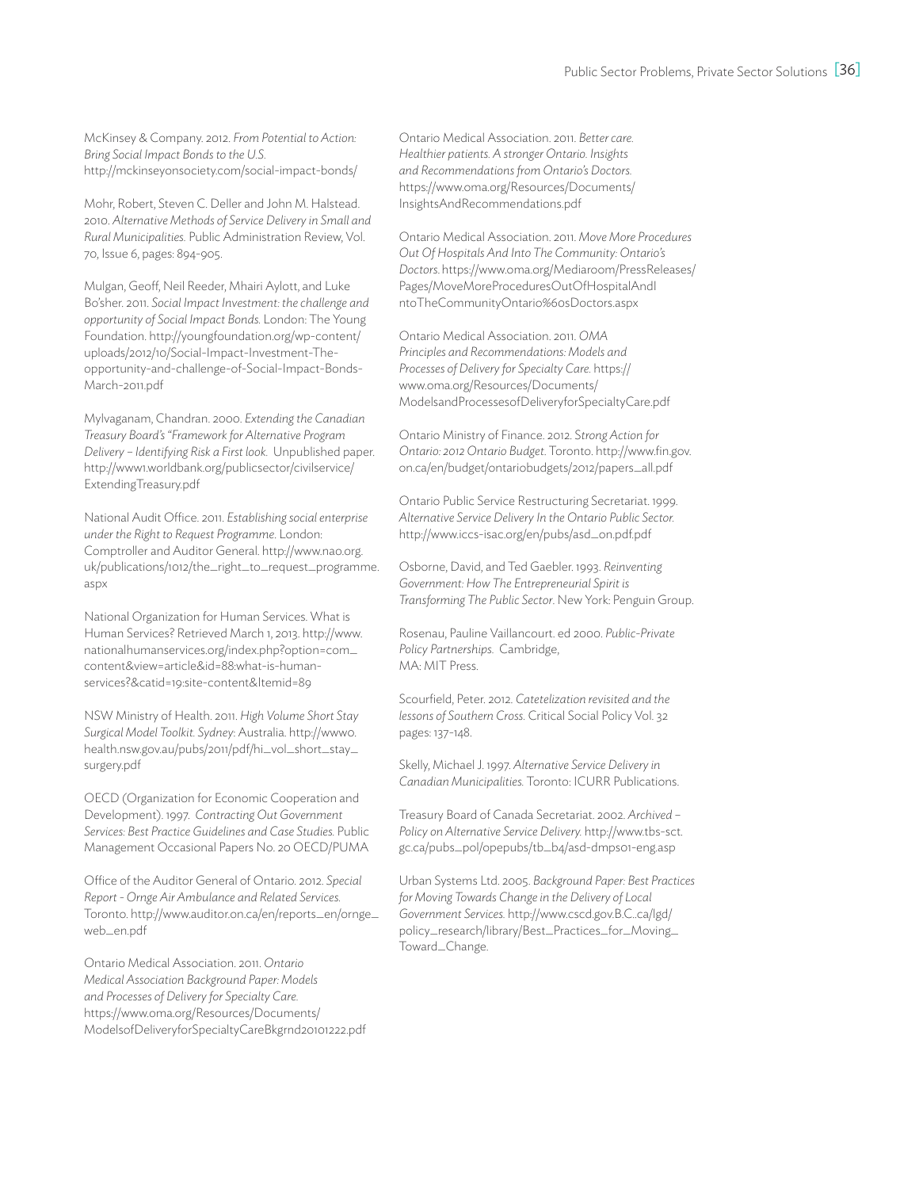McKinsey & Company. 2012. *From Potential to Action: Bring Social Impact Bonds to the U.S.* http://mckinseyonsociety.com/social-impact-bonds/

Mohr, Robert, Steven C. Deller and John M. Halstead. 2010. *Alternative Methods of Service Delivery in Small and Rural Municipalities.* Public Administration Review, Vol. 70, Issue 6, pages: 894-905.

Mulgan, Geoff, Neil Reeder, Mhairi Aylott, and Luke Bo'sher. 2011. *Social Impact Investment: the challenge and opportunity of Social Impact Bonds.* London: The Young Foundation. http://youngfoundation.org/wp-content/uploads/2012/10/Social-Impact-Investment-The-opportunity-and-challenge-of-Social-Impact-Bonds-March-2011.pdf

Mylvaganam, Chandran. 2000. *Extending the Canadian Treasury Board's "Framework for Alternative Program Delivery – Identifying Risk a First look.* Unpublished paper. http://www1.worldbank.org/publicsector/civilservice/ExtendingTreasury.pdf

National Audit Office. 2011. *Establishing social enterprise under the Right to Request Programme.* London: Comptroller and Auditor General. http://www.nao.org.uk/publications/1012/the_right_to_request_programme.aspx

National Organization for Human Services. What is Human Services? Retrieved March 1, 2013. http://www.nationalhumanservices.org/index.php?option=com_content&view=article&id=88:what-is-human-services?&catid=19:site-content&Itemid=89

NSW Ministry of Health. 2011. *High Volume Short Stay Surgical Model Toolkit. Sydney*: Australia. http://www0.health.nsw.gov.au/pubs/2011/pdf/hi_vol_short_stay_surgery.pdf

OECD (Organization for Economic Cooperation and Development). 1997. *Contracting Out Government Services: Best Practice Guidelines and Case Studies.* Public Management Occasional Papers No. 20 OECD/PUMA

Office of the Auditor General of Ontario. 2012. *Special Report - Ornge Air Ambulance and Related Services.* Toronto. http://www.auditor.on.ca/en/reports_en/ornge_web_en.pdf

Ontario Medical Association. 2011. *Ontario Medical Association Background Paper: Models and Processes of Delivery for Specialty Care.* https://www.oma.org/Resources/Documents/ModelsofDeliveryforSpecialtyCareBkgrnd20101222.pdf

Ontario Medical Association. 2011. *Better care. Healthier patients. A stronger Ontario. Insights and Recommendations from Ontario's Doctors.* https://www.oma.org/Resources/Documents/InsightsAndRecommendations.pdf

Ontario Medical Association. 2011. *Move More Procedures Out Of Hospitals And Into The Community: Ontario's Doctors.* https://www.oma.org/Mediaroom/PressReleases/Pages/MoveMoreProceduresOutOfHospitalAndIntoTheCommunityOntario%60sDoctors.aspx

Ontario Medical Association. 2011. *OMA Principles and Recommendations: Models and Processes of Delivery for Specialty Care.* https://www.oma.org/Resources/Documents/ModelsandProcessesofDeliveryforSpecialtyCare.pdf

Ontario Ministry of Finance. 2012. *Strong Action for Ontario: 2012 Ontario Budget.* Toronto. http://www.fin.gov.on.ca/en/budget/ontariobudgets/2012/papers_all.pdf

Ontario Public Service Restructuring Secretariat. 1999. *Alternative Service Delivery In the Ontario Public Sector.* http://www.iccs-isac.org/en/pubs/asd_on.pdf.pdf

Osborne, David, and Ted Gaebler. 1993. *Reinventing Government: How The Entrepreneurial Spirit is Transforming The Public Sector.* New York: Penguin Group.

Rosenau, Pauline Vaillancourt. ed 2000. *Public-Private Policy Partnerships.* Cambridge, MA: MIT Press.

Scourfield, Peter. 2012. *Catetelization revisited and the lessons of Southern Cross.* Critical Social Policy Vol. 32 pages: 137-148.

Skelly, Michael J. 1997. *Alternative Service Delivery in Canadian Municipalities.* Toronto: ICURR Publications.

Treasury Board of Canada Secretariat. 2002. *Archived – Policy on Alternative Service Delivery.* http://www.tbs-sct.gc.ca/pubs_pol/opepubs/tb_b4/asd-dmps01-eng.asp

Urban Systems Ltd. 2005. *Background Paper: Best Practices for Moving Towards Change in the Delivery of Local Government Services.* http://www.cscd.gov.B.C..ca/lgd/policy_research/library/Best_Practices_for_Moving_Toward_Change.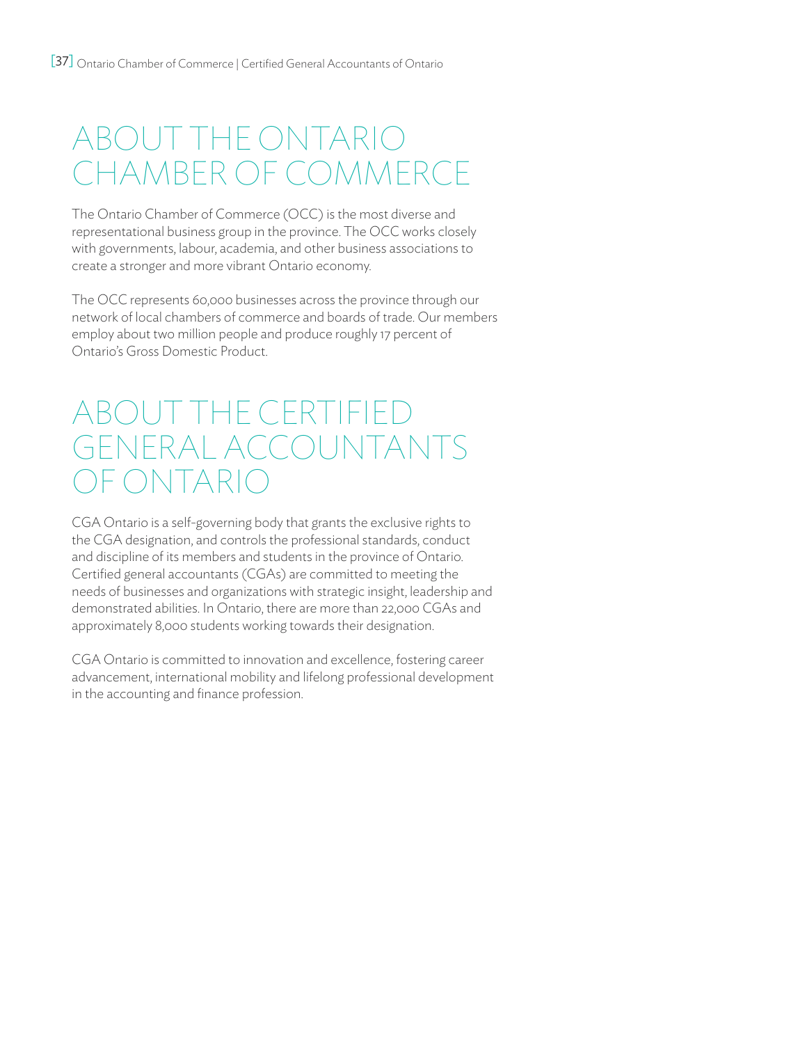# ABOUT THE ONTARIO CHAMBER OF COMMERCE

The Ontario Chamber of Commerce (OCC) is the most diverse and representational business group in the province. The OCC works closely with governments, labour, academia, and other business associations to create a stronger and more vibrant Ontario economy.

The OCC represents 60,000 businesses across the province through our network of local chambers of commerce and boards of trade. Our members employ about two million people and produce roughly 17 percent of Ontario's Gross Domestic Product.

# ABOUT THE CERTIFIED GENERAL ACCOUNTANTS OF ONTARIO

CGA Ontario is a self-governing body that grants the exclusive rights to the CGA designation, and controls the professional standards, conduct and discipline of its members and students in the province of Ontario. Certified general accountants (CGAs) are committed to meeting the needs of businesses and organizations with strategic insight, leadership and demonstrated abilities. In Ontario, there are more than 22,000 CGAs and approximately 8,000 students working towards their designation.

CGA Ontario is committed to innovation and excellence, fostering career advancement, international mobility and lifelong professional development in the accounting and finance profession.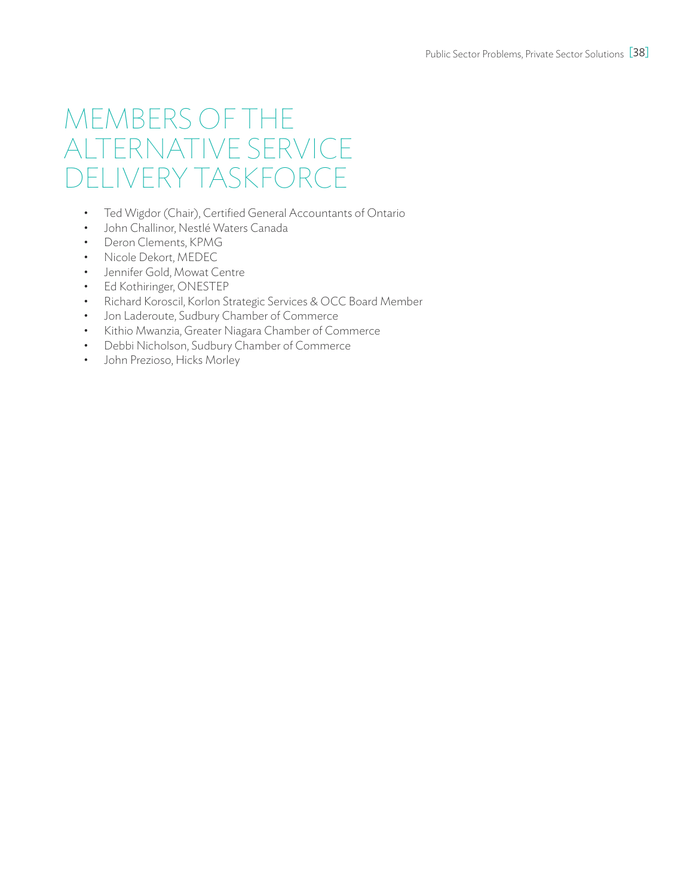# MEMBERS OF THE ALTERNATIVE SERVICE DELIVERY TASKFORCE

- Ted Wigdor (Chair), Certified General Accountants of Ontario
- John Challinor, Nestlé Waters Canada
- Deron Clements, KPMG
- Nicole Dekort, MEDEC
- Jennifer Gold, Mowat Centre
- Ed Kothiringer, ONESTEP
- Richard Koroscil, Korlon Strategic Services & OCC Board Member
- Jon Laderoute, Sudbury Chamber of Commerce
- Kithio Mwanzia, Greater Niagara Chamber of Commerce
- Debbi Nicholson, Sudbury Chamber of Commerce
- John Prezioso, Hicks Morley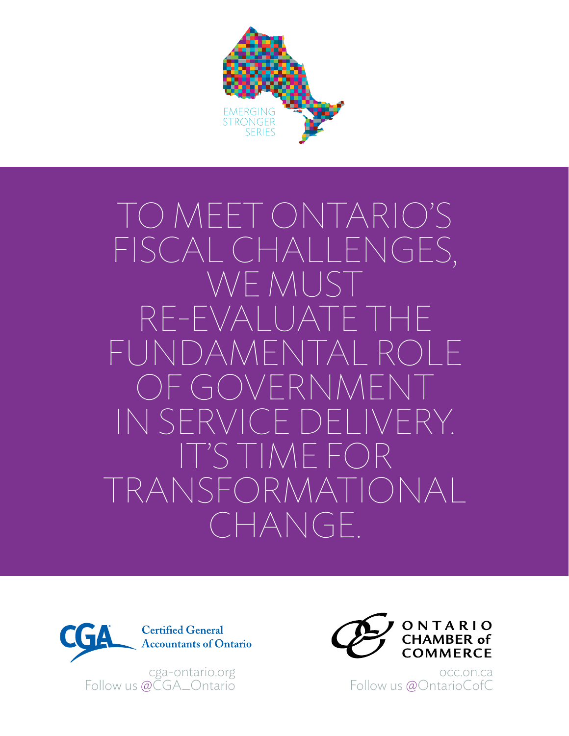EMERGING STRONGER SERIES

# TO MEET ONTARIO'S FISCAL CHALLENGES, WE MUST RE-EVALUATE THE FUNDAMENTAL ROLE OF GOVERNMENT IN SERVICE DELIVERY. IT'S TIME FOR TRANSFORMATIONAL CHANGE.

CGA Certified General Accountants of Ontario

cga-ontario.org
Follow us @CGA_Ontario

ONTARIO CHAMBER of COMMERCE

occ.on.ca
Follow us @OntarioCofC